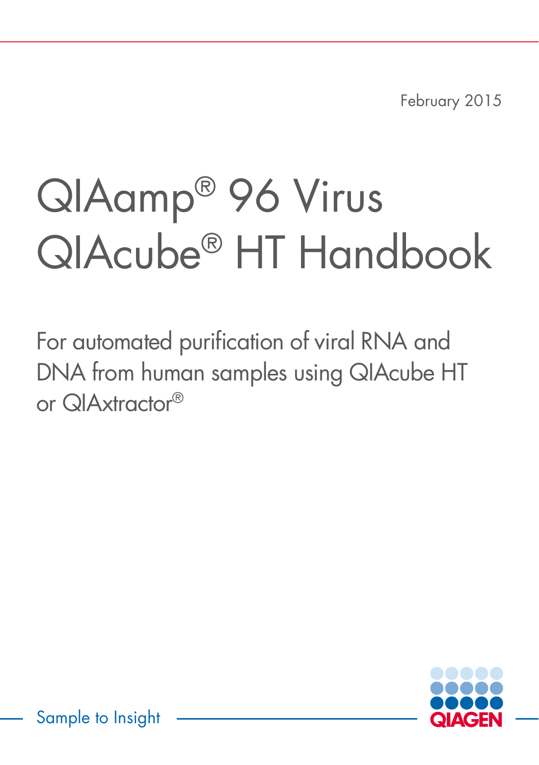February 2015

# QIAamp® 96 Virus QIAcube® HT Handbook

For automated purification of viral RNA and DNA from human samples using QIAcube HT or QIAxtractor®

Sample to Insight

QIAGEN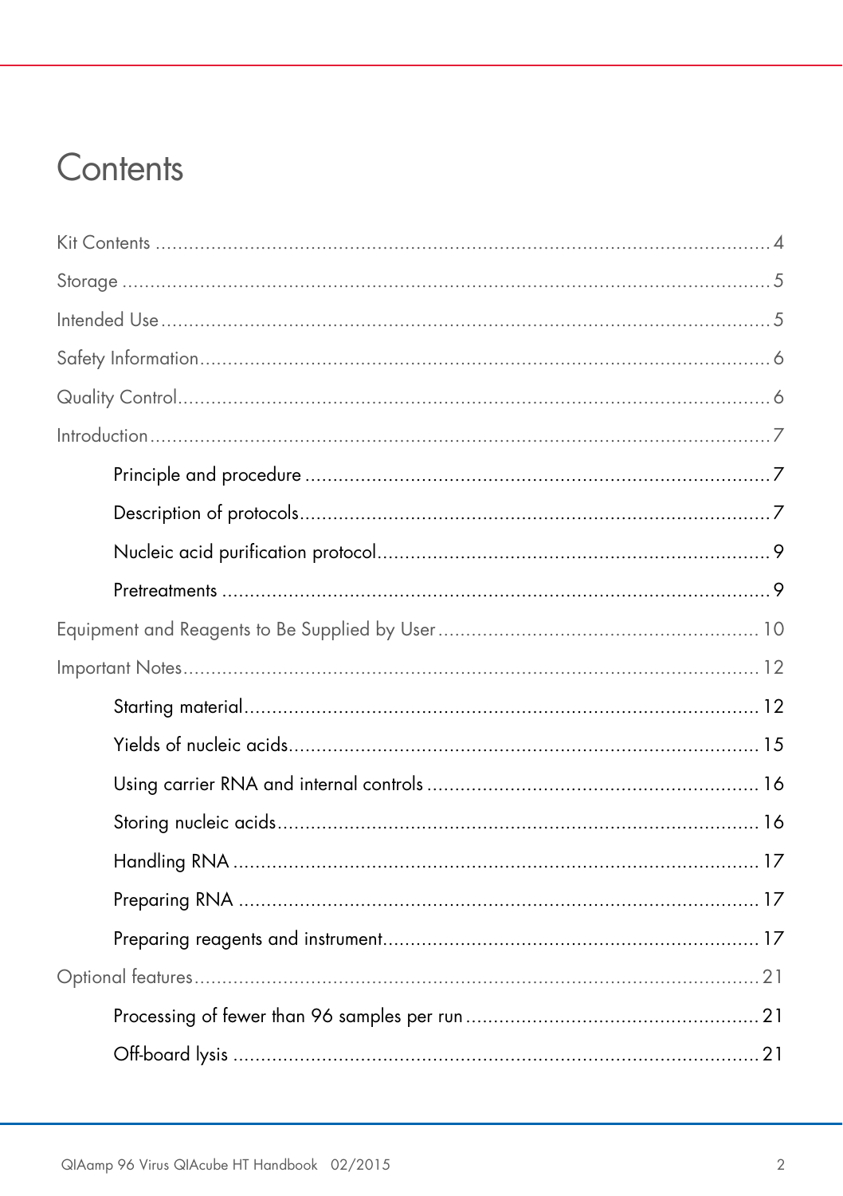# Contents

Kit Contents ........................................................................................................ 4

Storage ................................................................................................................ 5

Intended Use ....................................................................................................... 5

Safety Information ............................................................................................... 6

Quality Control .................................................................................................... 6

Introduction .......................................................................................................... 7

- Principle and procedure ..................................................................................... 7
- Description of protocols ..................................................................................... 7
- Nucleic acid purification protocol ....................................................................... 9
- Pretreatments ..................................................................................................... 9

Equipment and Reagents to Be Supplied by User ................................................ 10

Important Notes ................................................................................................. 12

- Starting material ............................................................................................... 12
- Yields of nucleic acids ....................................................................................... 15
- Using carrier RNA and internal controls ............................................................ 16
- Storing nucleic acids ......................................................................................... 16
- Handling RNA .................................................................................................. 17
- Preparing RNA ................................................................................................. 17
- Preparing reagents and instrument .................................................................... 17

Optional features ................................................................................................ 21

- Processing of fewer than 96 samples per run ..................................................... 21
- Off-board lysis .................................................................................................. 21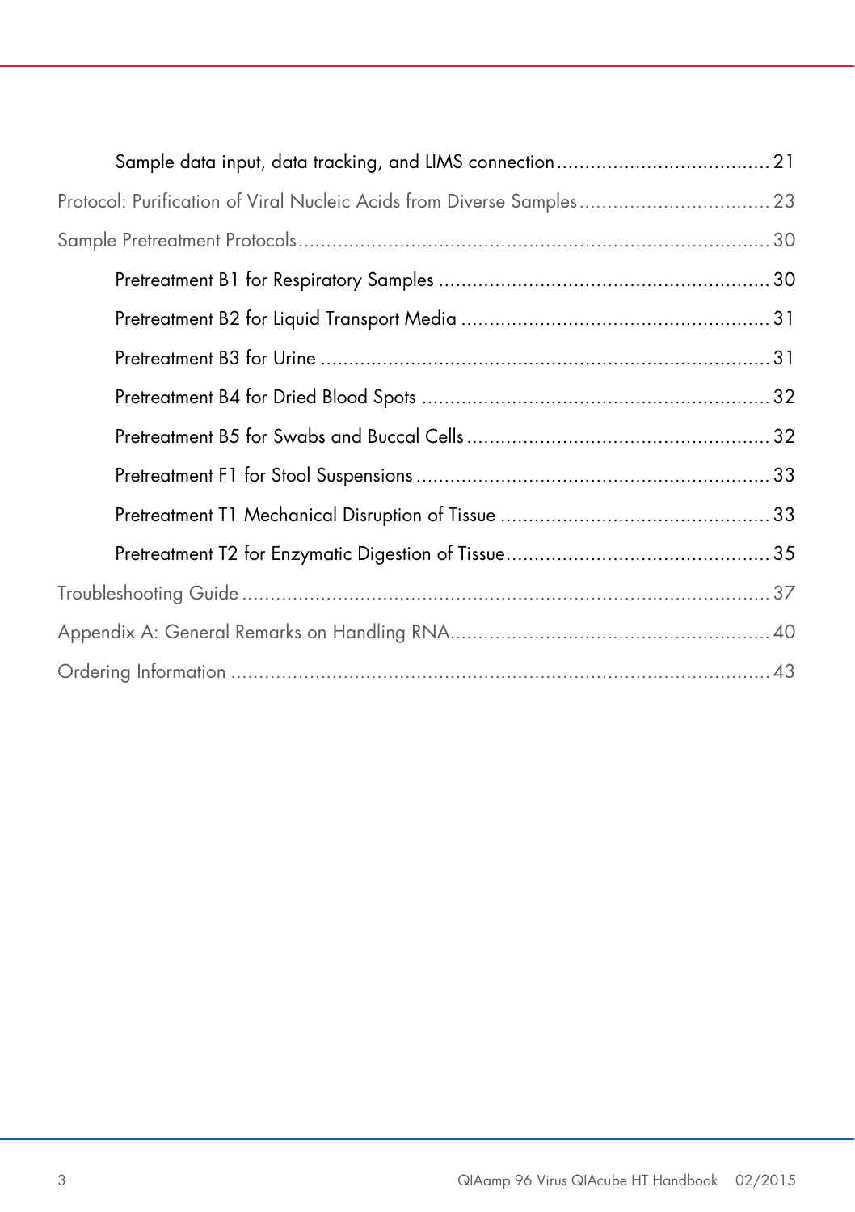Sample data input, data tracking, and LIMS connection ..................................... 21

Protocol: Purification of Viral Nucleic Acids from Diverse Samples .................................. 23

Sample Pretreatment Protocols ..................................................................................... 30

Pretreatment B1 for Respiratory Samples .......................................................... 30

Pretreatment B2 for Liquid Transport Media ...................................................... 31

Pretreatment B3 for Urine ................................................................................ 31

Pretreatment B4 for Dried Blood Spots ............................................................. 32

Pretreatment B5 for Swabs and Buccal Cells ..................................................... 32

Pretreatment F1 for Stool Suspensions .............................................................. 33

Pretreatment T1 Mechanical Disruption of Tissue ............................................... 33

Pretreatment T2 for Enzymatic Digestion of Tissue .............................................. 35

Troubleshooting Guide ............................................................................................. 37

Appendix A: General Remarks on Handling RNA ........................................................ 40

Ordering Information ................................................................................................ 43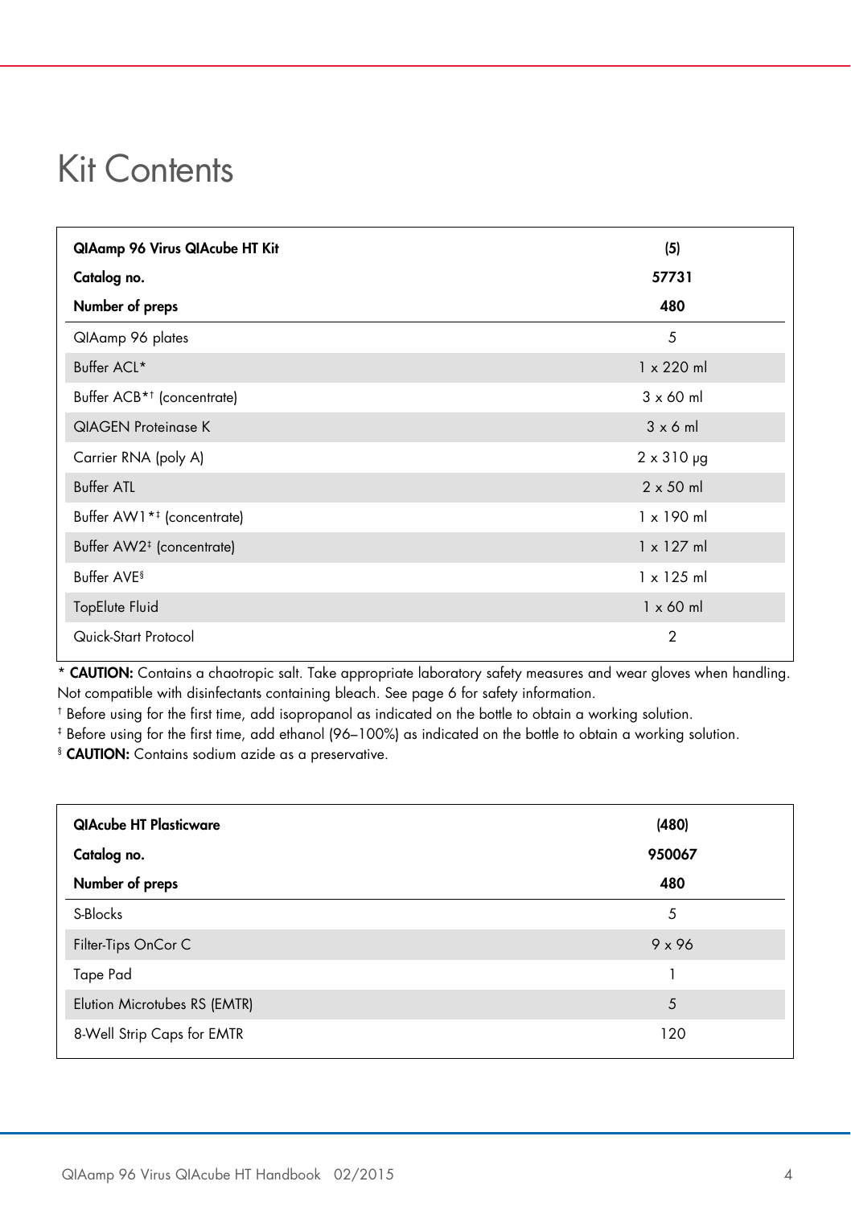# Kit Contents

| QIAamp 96 Virus QIAcube HT Kit | (5) |
|---|---|
| **Catalog no.** | **57731** |
| **Number of preps** | **480** |
| QIAamp 96 plates | 5 |
| Buffer ACL* | 1 x 220 ml |
| Buffer ACB*† (concentrate) | 3 x 60 ml |
| QIAGEN Proteinase K | 3 x 6 ml |
| Carrier RNA (poly A) | 2 x 310 µg |
| Buffer ATL | 2 x 50 ml |
| Buffer AW1*‡ (concentrate) | 1 x 190 ml |
| Buffer AW2‡ (concentrate) | 1 x 127 ml |
| Buffer AVE§ | 1 x 125 ml |
| TopElute Fluid | 1 x 60 ml |
| Quick-Start Protocol | 2 |

\* **CAUTION:** Contains a chaotropic salt. Take appropriate laboratory safety measures and wear gloves when handling. Not compatible with disinfectants containing bleach. See page 6 for safety information.

† Before using for the first time, add isopropanol as indicated on the bottle to obtain a working solution.

‡ Before using for the first time, add ethanol (96–100%) as indicated on the bottle to obtain a working solution.

§ **CAUTION:** Contains sodium azide as a preservative.

| QIAcube HT Plasticware | (480) |
|---|---|
| **Catalog no.** | **950067** |
| **Number of preps** | **480** |
| S-Blocks | 5 |
| Filter-Tips OnCor C | 9 x 96 |
| Tape Pad | 1 |
| Elution Microtubes RS (EMTR) | 5 |
| 8-Well Strip Caps for EMTR | 120 |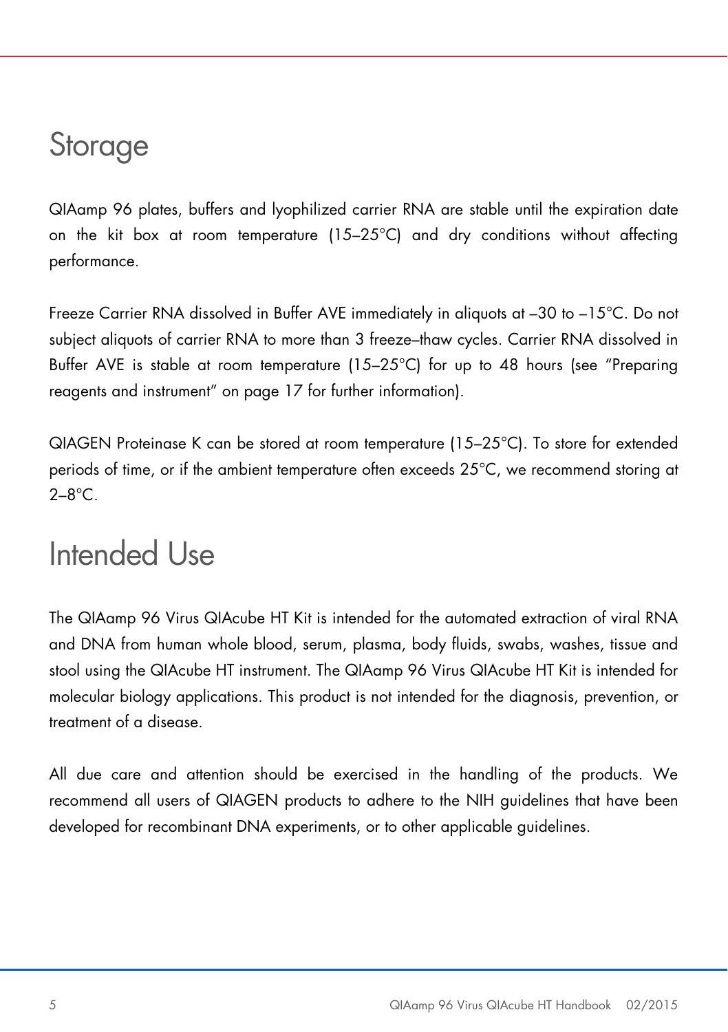# Storage

QIAamp 96 plates, buffers and lyophilized carrier RNA are stable until the expiration date on the kit box at room temperature (15–25°C) and dry conditions without affecting performance.

Freeze Carrier RNA dissolved in Buffer AVE immediately in aliquots at –30 to –15°C. Do not subject aliquots of carrier RNA to more than 3 freeze–thaw cycles. Carrier RNA dissolved in Buffer AVE is stable at room temperature (15–25°C) for up to 48 hours (see "Preparing reagents and instrument" on page 17 for further information).

QIAGEN Proteinase K can be stored at room temperature (15–25°C). To store for extended periods of time, or if the ambient temperature often exceeds 25°C, we recommend storing at 2–8°C.

# Intended Use

The QIAamp 96 Virus QIAcube HT Kit is intended for the automated extraction of viral RNA and DNA from human whole blood, serum, plasma, body fluids, swabs, washes, tissue and stool using the QIAcube HT instrument. The QIAamp 96 Virus QIAcube HT Kit is intended for molecular biology applications. This product is not intended for the diagnosis, prevention, or treatment of a disease.

All due care and attention should be exercised in the handling of the products. We recommend all users of QIAGEN products to adhere to the NIH guidelines that have been developed for recombinant DNA experiments, or to other applicable guidelines.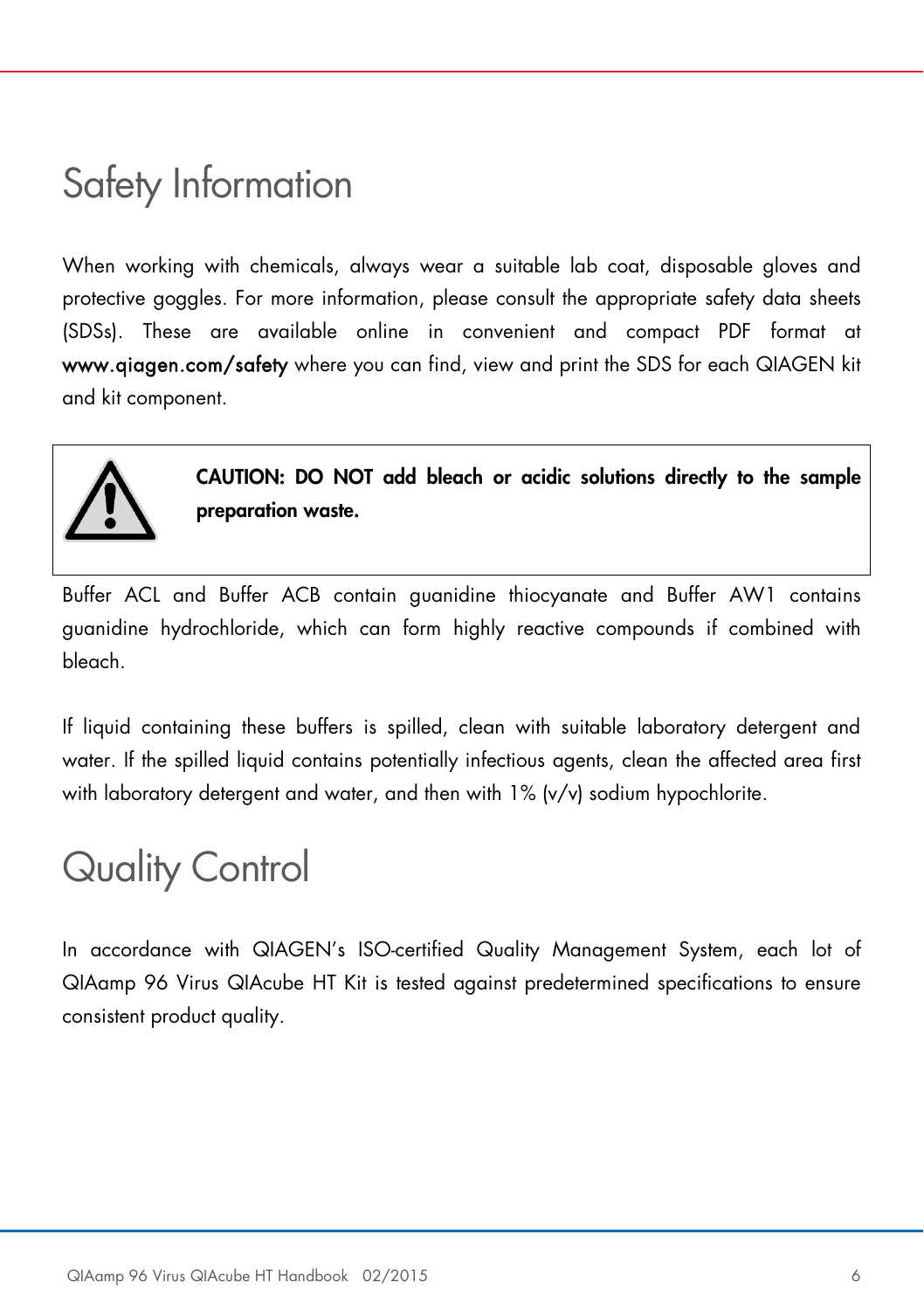# Safety Information

When working with chemicals, always wear a suitable lab coat, disposable gloves and protective goggles. For more information, please consult the appropriate safety data sheets (SDSs). These are available online in convenient and compact PDF format at **www.qiagen.com/safety** where you can find, view and print the SDS for each QIAGEN kit and kit component.

**CAUTION: DO NOT add bleach or acidic solutions directly to the sample preparation waste.**

Buffer ACL and Buffer ACB contain guanidine thiocyanate and Buffer AW1 contains guanidine hydrochloride, which can form highly reactive compounds if combined with bleach.

If liquid containing these buffers is spilled, clean with suitable laboratory detergent and water. If the spilled liquid contains potentially infectious agents, clean the affected area first with laboratory detergent and water, and then with 1% (v/v) sodium hypochlorite.

# Quality Control

In accordance with QIAGEN's ISO-certified Quality Management System, each lot of QIAamp 96 Virus QIAcube HT Kit is tested against predetermined specifications to ensure consistent product quality.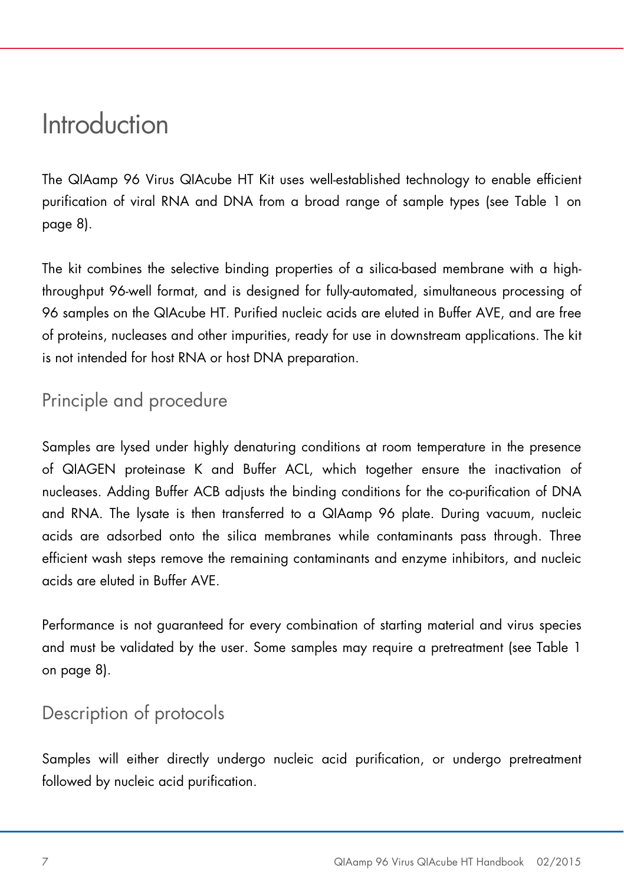# Introduction

The QIAamp 96 Virus QIAcube HT Kit uses well-established technology to enable efficient purification of viral RNA and DNA from a broad range of sample types (see Table 1 on page 8).

The kit combines the selective binding properties of a silica-based membrane with a high-throughput 96-well format, and is designed for fully-automated, simultaneous processing of 96 samples on the QIAcube HT. Purified nucleic acids are eluted in Buffer AVE, and are free of proteins, nucleases and other impurities, ready for use in downstream applications. The kit is not intended for host RNA or host DNA preparation.

## Principle and procedure

Samples are lysed under highly denaturing conditions at room temperature in the presence of QIAGEN proteinase K and Buffer ACL, which together ensure the inactivation of nucleases. Adding Buffer ACB adjusts the binding conditions for the co-purification of DNA and RNA. The lysate is then transferred to a QIAamp 96 plate. During vacuum, nucleic acids are adsorbed onto the silica membranes while contaminants pass through. Three efficient wash steps remove the remaining contaminants and enzyme inhibitors, and nucleic acids are eluted in Buffer AVE.

Performance is not guaranteed for every combination of starting material and virus species and must be validated by the user. Some samples may require a pretreatment (see Table 1 on page 8).

## Description of protocols

Samples will either directly undergo nucleic acid purification, or undergo pretreatment followed by nucleic acid purification.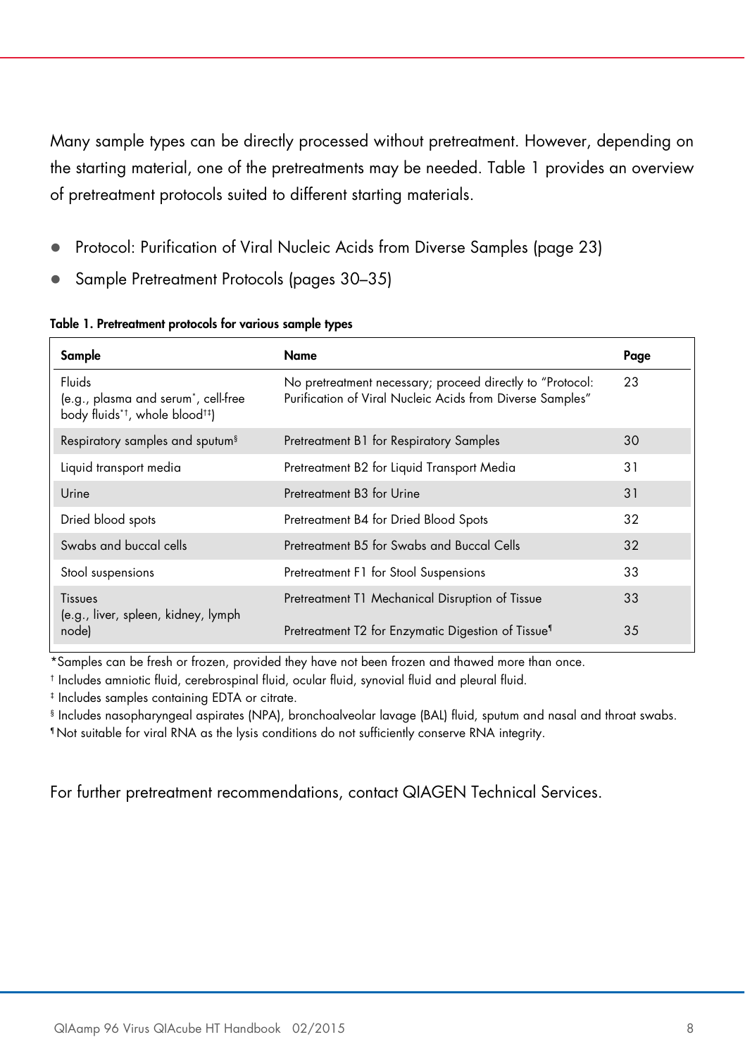Many sample types can be directly processed without pretreatment. However, depending on the starting material, one of the pretreatments may be needed. Table 1 provides an overview of pretreatment protocols suited to different starting materials.

- Protocol: Purification of Viral Nucleic Acids from Diverse Samples (page 23)
- Sample Pretreatment Protocols (pages 30–35)

**Table 1. Pretreatment protocols for various sample types**

| Sample | Name | Page |
|---|---|---|
| Fluids (e.g., plasma and serum*, cell-free body fluids*†, whole blood†‡) | No pretreatment necessary; proceed directly to "Protocol: Purification of Viral Nucleic Acids from Diverse Samples" | 23 |
| Respiratory samples and sputum§ | Pretreatment B1 for Respiratory Samples | 30 |
| Liquid transport media | Pretreatment B2 for Liquid Transport Media | 31 |
| Urine | Pretreatment B3 for Urine | 31 |
| Dried blood spots | Pretreatment B4 for Dried Blood Spots | 32 |
| Swabs and buccal cells | Pretreatment B5 for Swabs and Buccal Cells | 32 |
| Stool suspensions | Pretreatment F1 for Stool Suspensions | 33 |
| Tissues (e.g., liver, spleen, kidney, lymph node) | Pretreatment T1 Mechanical Disruption of Tissue | 33 |
| | Pretreatment T2 for Enzymatic Digestion of Tissue¶ | 35 |

*Samples can be fresh or frozen, provided they have not been frozen and thawed more than once.

† Includes amniotic fluid, cerebrospinal fluid, ocular fluid, synovial fluid and pleural fluid.

‡ Includes samples containing EDTA or citrate.

§ Includes nasopharyngeal aspirates (NPA), bronchoalveolar lavage (BAL) fluid, sputum and nasal and throat swabs.

¶ Not suitable for viral RNA as the lysis conditions do not sufficiently conserve RNA integrity.

For further pretreatment recommendations, contact QIAGEN Technical Services.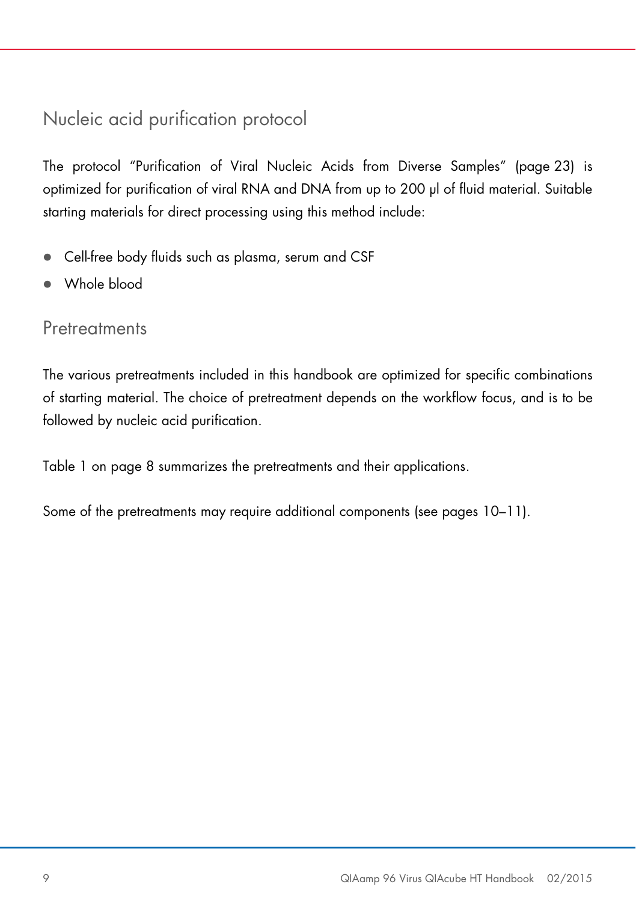## Nucleic acid purification protocol

The protocol "Purification of Viral Nucleic Acids from Diverse Samples" (page 23) is optimized for purification of viral RNA and DNA from up to 200 µl of fluid material. Suitable starting materials for direct processing using this method include:

- Cell-free body fluids such as plasma, serum and CSF
- Whole blood

## Pretreatments

The various pretreatments included in this handbook are optimized for specific combinations of starting material. The choice of pretreatment depends on the workflow focus, and is to be followed by nucleic acid purification.

Table 1 on page 8 summarizes the pretreatments and their applications.

Some of the pretreatments may require additional components (see pages 10–11).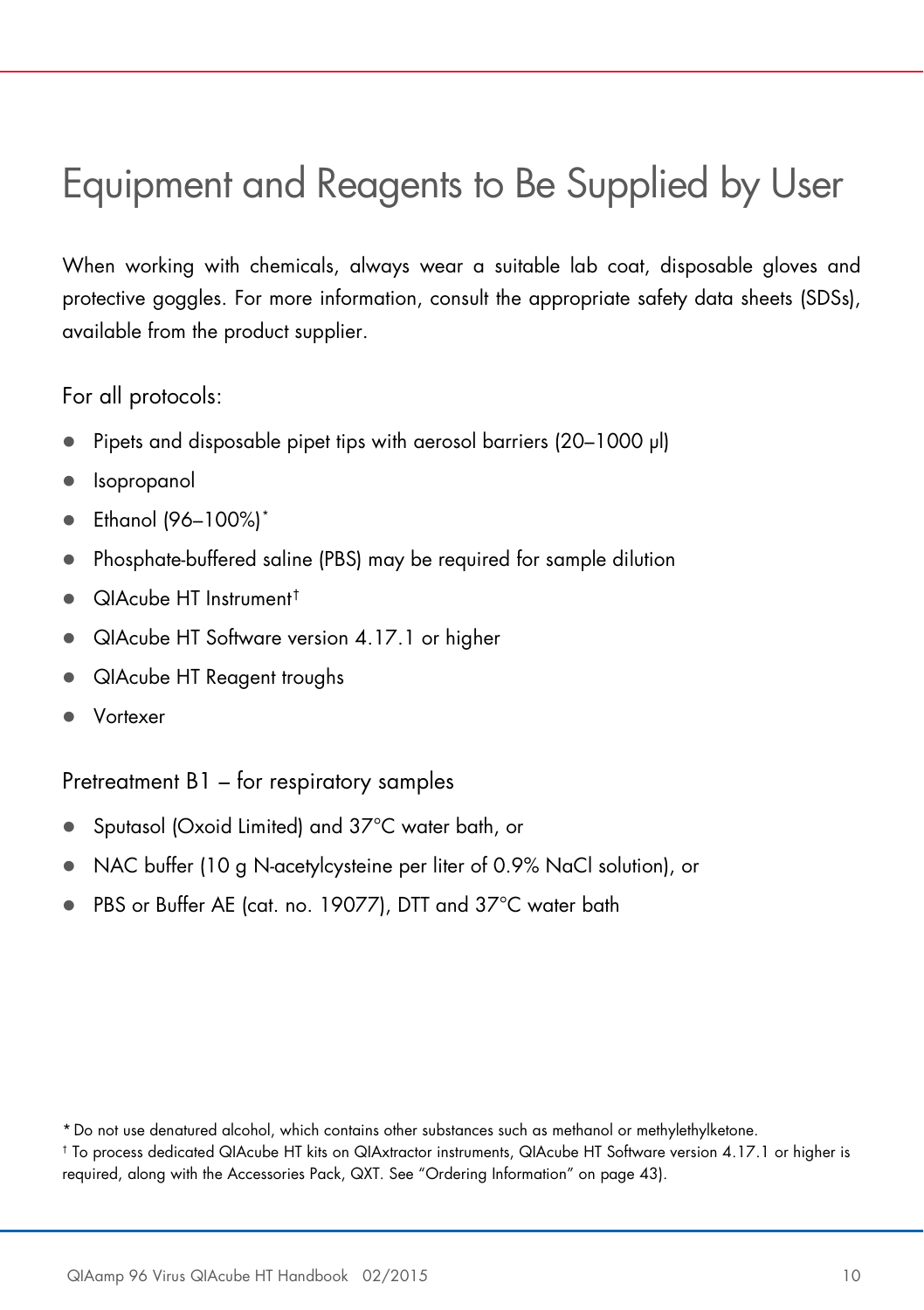# Equipment and Reagents to Be Supplied by User

When working with chemicals, always wear a suitable lab coat, disposable gloves and protective goggles. For more information, consult the appropriate safety data sheets (SDSs), available from the product supplier.

For all protocols:

- Pipets and disposable pipet tips with aerosol barriers (20–1000 µl)
- Isopropanol
- Ethanol (96–100%)*
- Phosphate-buffered saline (PBS) may be required for sample dilution
- QIAcube HT Instrument†
- QIAcube HT Software version 4.17.1 or higher
- QIAcube HT Reagent troughs
- Vortexer

Pretreatment B1 – for respiratory samples

- Sputasol (Oxoid Limited) and 37°C water bath, or
- NAC buffer (10 g N-acetylcysteine per liter of 0.9% NaCl solution), or
- PBS or Buffer AE (cat. no. 19077), DTT and 37°C water bath

\* Do not use denatured alcohol, which contains other substances such as methanol or methylethylketone.

† To process dedicated QIAcube HT kits on QIAxtractor instruments, QIAcube HT Software version 4.17.1 or higher is required, along with the Accessories Pack, QXT. See "Ordering Information" on page 43).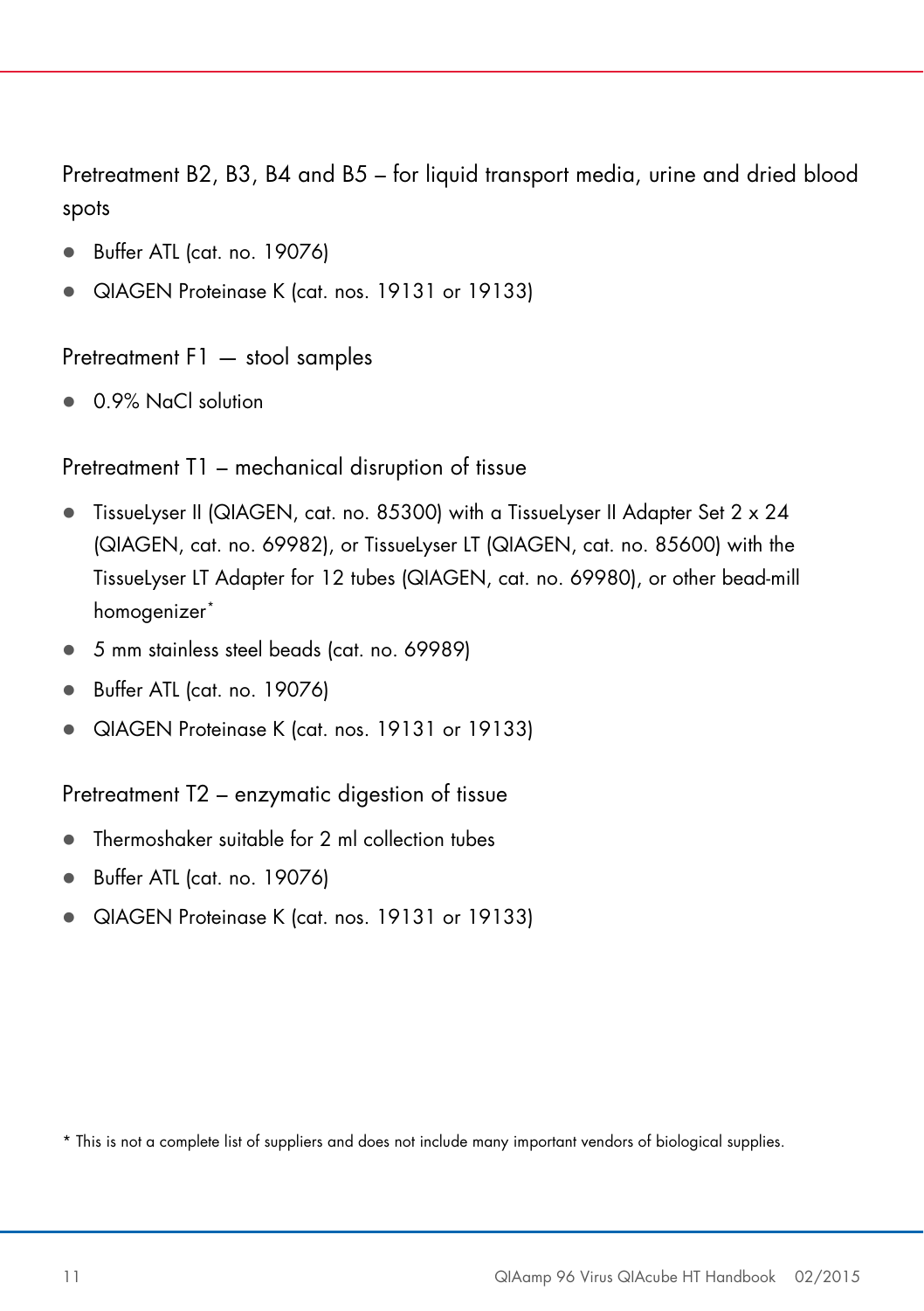### Pretreatment B2, B3, B4 and B5 – for liquid transport media, urine and dried blood spots

- Buffer ATL (cat. no. 19076)
- QIAGEN Proteinase K (cat. nos. 19131 or 19133)

### Pretreatment F1 — stool samples

- 0.9% NaCl solution

### Pretreatment T1 – mechanical disruption of tissue

- TissueLyser II (QIAGEN, cat. no. 85300) with a TissueLyser II Adapter Set 2 x 24 (QIAGEN, cat. no. 69982), or TissueLyser LT (QIAGEN, cat. no. 85600) with the TissueLyser LT Adapter for 12 tubes (QIAGEN, cat. no. 69980), or other bead-mill homogenizer*
- 5 mm stainless steel beads (cat. no. 69989)
- Buffer ATL (cat. no. 19076)
- QIAGEN Proteinase K (cat. nos. 19131 or 19133)

### Pretreatment T2 – enzymatic digestion of tissue

- Thermoshaker suitable for 2 ml collection tubes
- Buffer ATL (cat. no. 19076)
- QIAGEN Proteinase K (cat. nos. 19131 or 19133)

\* This is not a complete list of suppliers and does not include many important vendors of biological supplies.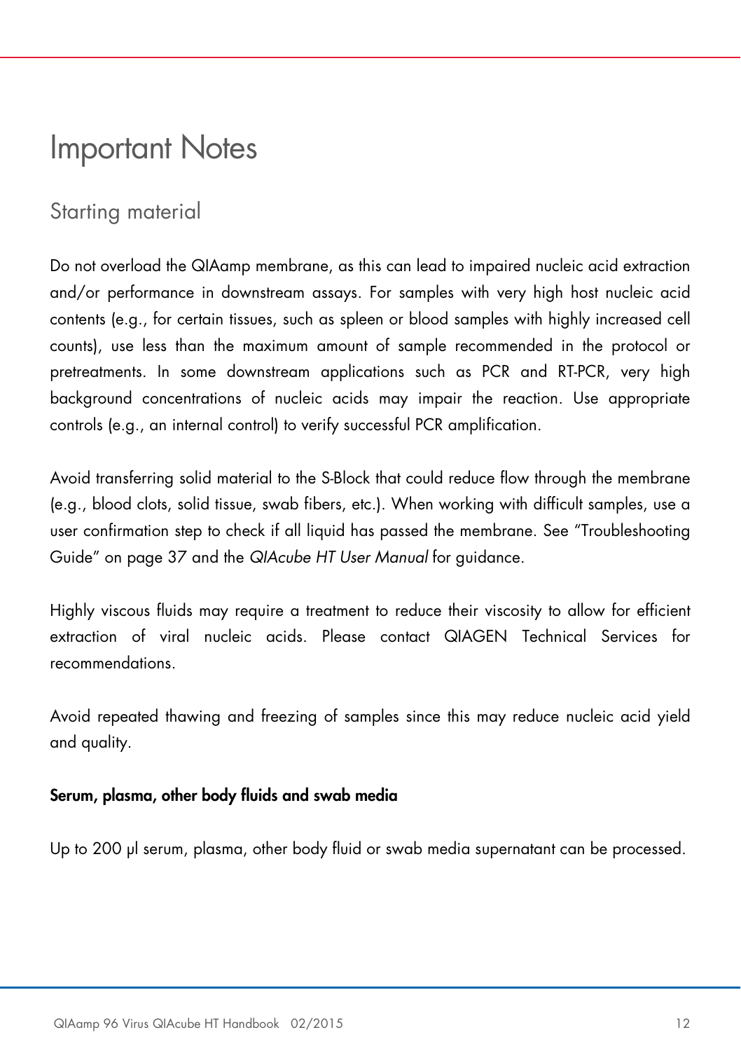# Important Notes

## Starting material

Do not overload the QIAamp membrane, as this can lead to impaired nucleic acid extraction and/or performance in downstream assays. For samples with very high host nucleic acid contents (e.g., for certain tissues, such as spleen or blood samples with highly increased cell counts), use less than the maximum amount of sample recommended in the protocol or pretreatments. In some downstream applications such as PCR and RT-PCR, very high background concentrations of nucleic acids may impair the reaction. Use appropriate controls (e.g., an internal control) to verify successful PCR amplification.

Avoid transferring solid material to the S-Block that could reduce flow through the membrane (e.g., blood clots, solid tissue, swab fibers, etc.). When working with difficult samples, use a user confirmation step to check if all liquid has passed the membrane. See "Troubleshooting Guide" on page 37 and the *QIAcube HT User Manual* for guidance.

Highly viscous fluids may require a treatment to reduce their viscosity to allow for efficient extraction of viral nucleic acids. Please contact QIAGEN Technical Services for recommendations.

Avoid repeated thawing and freezing of samples since this may reduce nucleic acid yield and quality.

**Serum, plasma, other body fluids and swab media**

Up to 200 µl serum, plasma, other body fluid or swab media supernatant can be processed.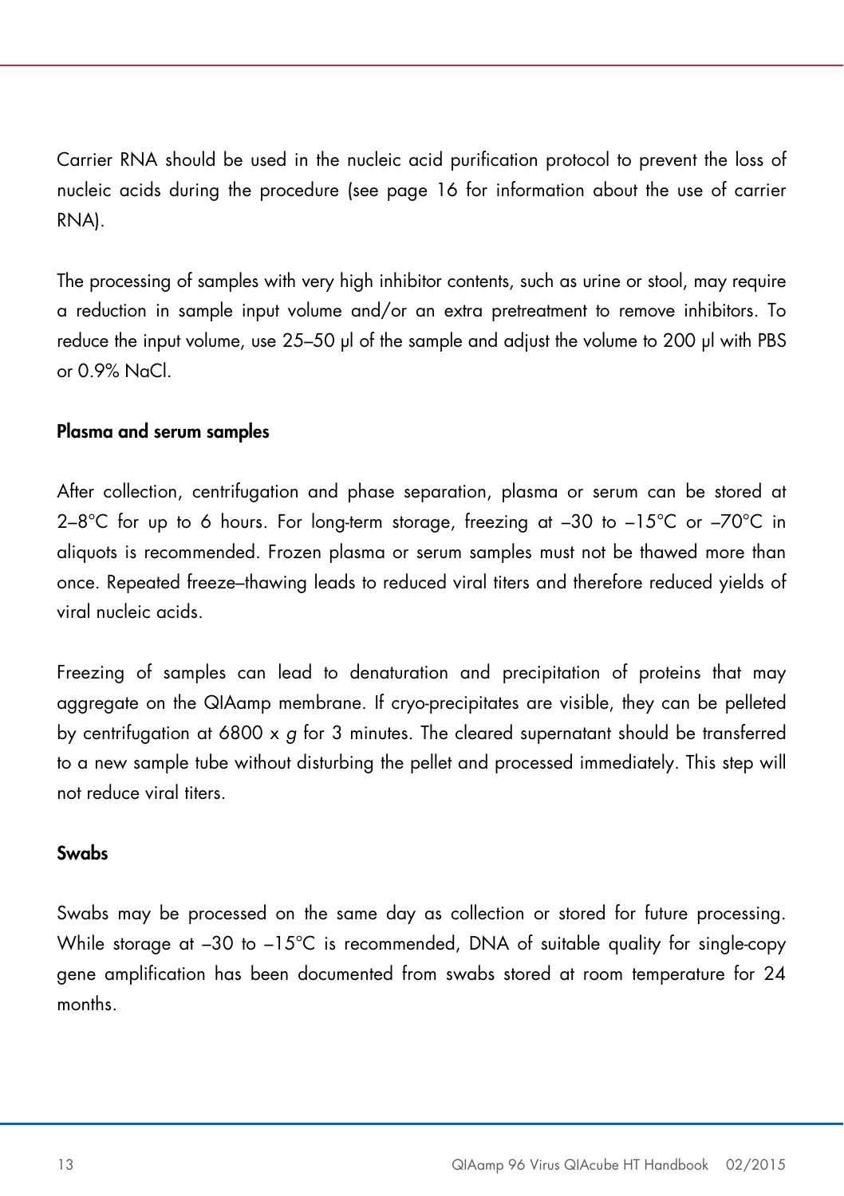Carrier RNA should be used in the nucleic acid purification protocol to prevent the loss of nucleic acids during the procedure (see page 16 for information about the use of carrier RNA).

The processing of samples with very high inhibitor contents, such as urine or stool, may require a reduction in sample input volume and/or an extra pretreatment to remove inhibitors. To reduce the input volume, use 25–50 µl of the sample and adjust the volume to 200 µl with PBS or 0.9% NaCl.

**Plasma and serum samples**

After collection, centrifugation and phase separation, plasma or serum can be stored at 2–8°C for up to 6 hours. For long-term storage, freezing at –30 to –15°C or –70°C in aliquots is recommended. Frozen plasma or serum samples must not be thawed more than once. Repeated freeze–thawing leads to reduced viral titers and therefore reduced yields of viral nucleic acids.

Freezing of samples can lead to denaturation and precipitation of proteins that may aggregate on the QIAamp membrane. If cryo-precipitates are visible, they can be pelleted by centrifugation at 6800 x *g* for 3 minutes. The cleared supernatant should be transferred to a new sample tube without disturbing the pellet and processed immediately. This step will not reduce viral titers.

**Swabs**

Swabs may be processed on the same day as collection or stored for future processing. While storage at –30 to –15°C is recommended, DNA of suitable quality for single-copy gene amplification has been documented from swabs stored at room temperature for 24 months.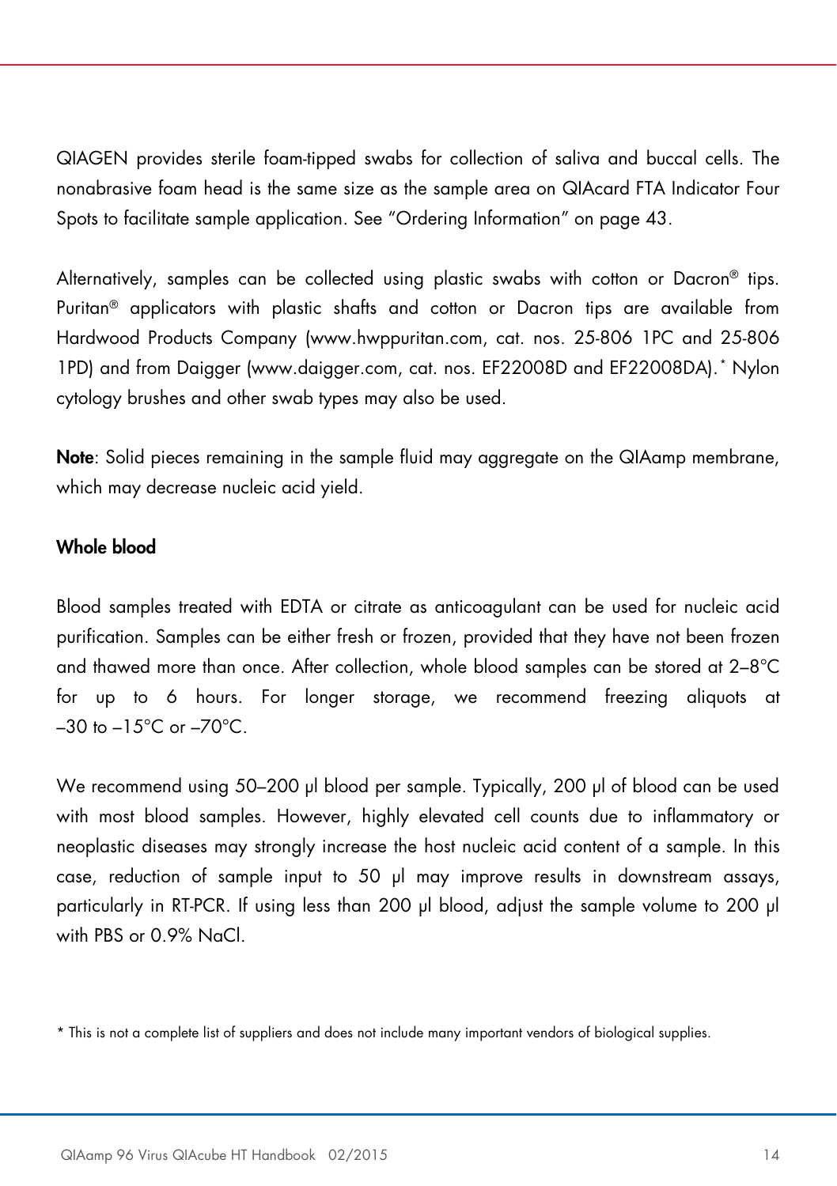QIAGEN provides sterile foam-tipped swabs for collection of saliva and buccal cells. The nonabrasive foam head is the same size as the sample area on QIAcard FTA Indicator Four Spots to facilitate sample application. See “Ordering Information” on page 43.

Alternatively, samples can be collected using plastic swabs with cotton or Dacron® tips. Puritan® applicators with plastic shafts and cotton or Dacron tips are available from Hardwood Products Company (www.hwppuritan.com, cat. nos. 25-806 1PC and 25-806 1PD) and from Daigger (www.daigger.com, cat. nos. EF22008D and EF22008DA).* Nylon cytology brushes and other swab types may also be used.

**Note**: Solid pieces remaining in the sample fluid may aggregate on the QIAamp membrane, which may decrease nucleic acid yield.

**Whole blood**

Blood samples treated with EDTA or citrate as anticoagulant can be used for nucleic acid purification. Samples can be either fresh or frozen, provided that they have not been frozen and thawed more than once. After collection, whole blood samples can be stored at 2–8°C for up to 6 hours. For longer storage, we recommend freezing aliquots at –30 to –15°C or –70°C.

We recommend using 50–200 µl blood per sample. Typically, 200 µl of blood can be used with most blood samples. However, highly elevated cell counts due to inflammatory or neoplastic diseases may strongly increase the host nucleic acid content of a sample. In this case, reduction of sample input to 50 µl may improve results in downstream assays, particularly in RT-PCR. If using less than 200 µl blood, adjust the sample volume to 200 µl with PBS or 0.9% NaCl.

* This is not a complete list of suppliers and does not include many important vendors of biological supplies.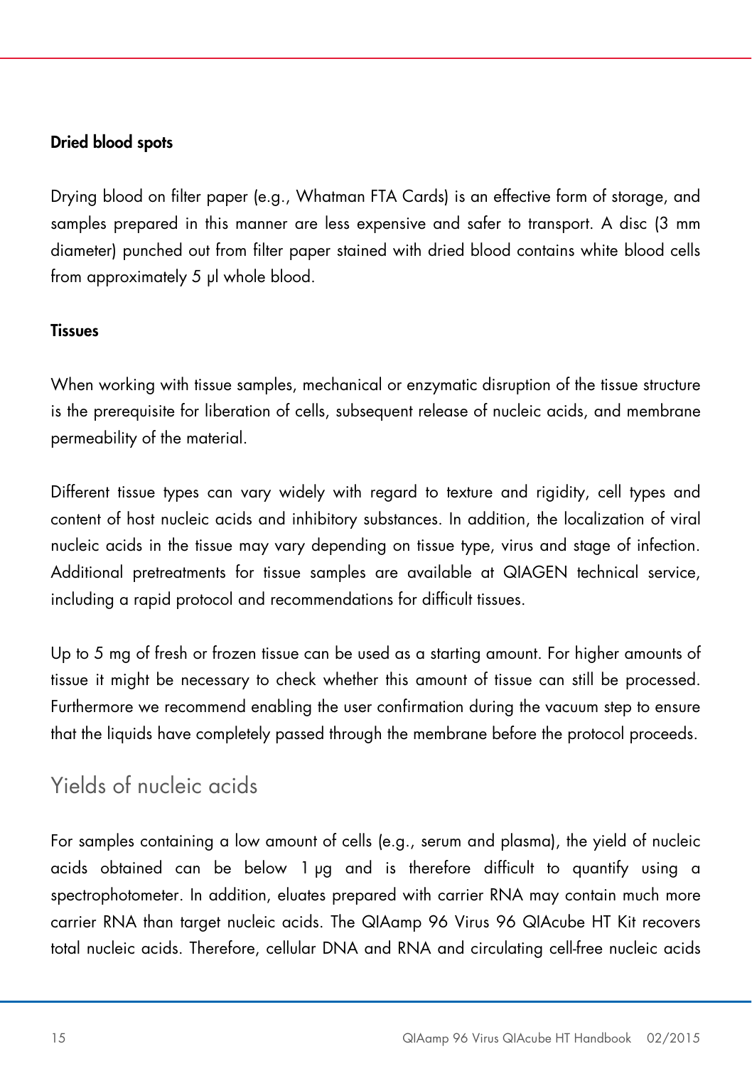**Dried blood spots**

Drying blood on filter paper (e.g., Whatman FTA Cards) is an effective form of storage, and samples prepared in this manner are less expensive and safer to transport. A disc (3 mm diameter) punched out from filter paper stained with dried blood contains white blood cells from approximately 5 µl whole blood.

**Tissues**

When working with tissue samples, mechanical or enzymatic disruption of the tissue structure is the prerequisite for liberation of cells, subsequent release of nucleic acids, and membrane permeability of the material.

Different tissue types can vary widely with regard to texture and rigidity, cell types and content of host nucleic acids and inhibitory substances. In addition, the localization of viral nucleic acids in the tissue may vary depending on tissue type, virus and stage of infection. Additional pretreatments for tissue samples are available at QIAGEN technical service, including a rapid protocol and recommendations for difficult tissues.

Up to 5 mg of fresh or frozen tissue can be used as a starting amount. For higher amounts of tissue it might be necessary to check whether this amount of tissue can still be processed. Furthermore we recommend enabling the user confirmation during the vacuum step to ensure that the liquids have completely passed through the membrane before the protocol proceeds.

## Yields of nucleic acids

For samples containing a low amount of cells (e.g., serum and plasma), the yield of nucleic acids obtained can be below 1 µg and is therefore difficult to quantify using a spectrophotometer. In addition, eluates prepared with carrier RNA may contain much more carrier RNA than target nucleic acids. The QIAamp 96 Virus 96 QIAcube HT Kit recovers total nucleic acids. Therefore, cellular DNA and RNA and circulating cell-free nucleic acids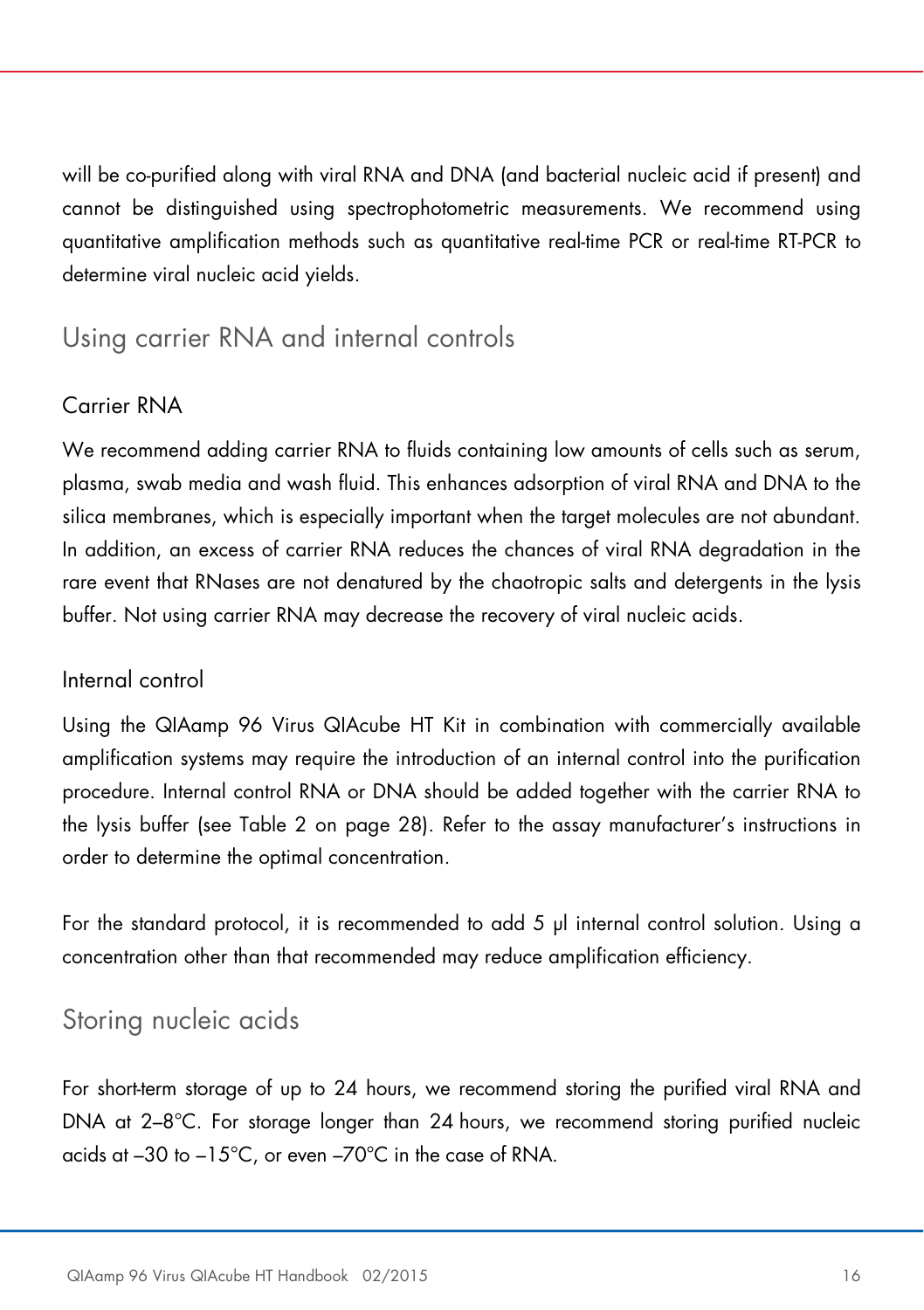will be co-purified along with viral RNA and DNA (and bacterial nucleic acid if present) and cannot be distinguished using spectrophotometric measurements. We recommend using quantitative amplification methods such as quantitative real-time PCR or real-time RT-PCR to determine viral nucleic acid yields.

## Using carrier RNA and internal controls

### Carrier RNA

We recommend adding carrier RNA to fluids containing low amounts of cells such as serum, plasma, swab media and wash fluid. This enhances adsorption of viral RNA and DNA to the silica membranes, which is especially important when the target molecules are not abundant. In addition, an excess of carrier RNA reduces the chances of viral RNA degradation in the rare event that RNases are not denatured by the chaotropic salts and detergents in the lysis buffer. Not using carrier RNA may decrease the recovery of viral nucleic acids.

### Internal control

Using the QIAamp 96 Virus QIAcube HT Kit in combination with commercially available amplification systems may require the introduction of an internal control into the purification procedure. Internal control RNA or DNA should be added together with the carrier RNA to the lysis buffer (see Table 2 on page 28). Refer to the assay manufacturer's instructions in order to determine the optimal concentration.

For the standard protocol, it is recommended to add 5 µl internal control solution. Using a concentration other than that recommended may reduce amplification efficiency.

## Storing nucleic acids

For short-term storage of up to 24 hours, we recommend storing the purified viral RNA and DNA at 2–8°C. For storage longer than 24 hours, we recommend storing purified nucleic acids at –30 to –15°C, or even –70°C in the case of RNA.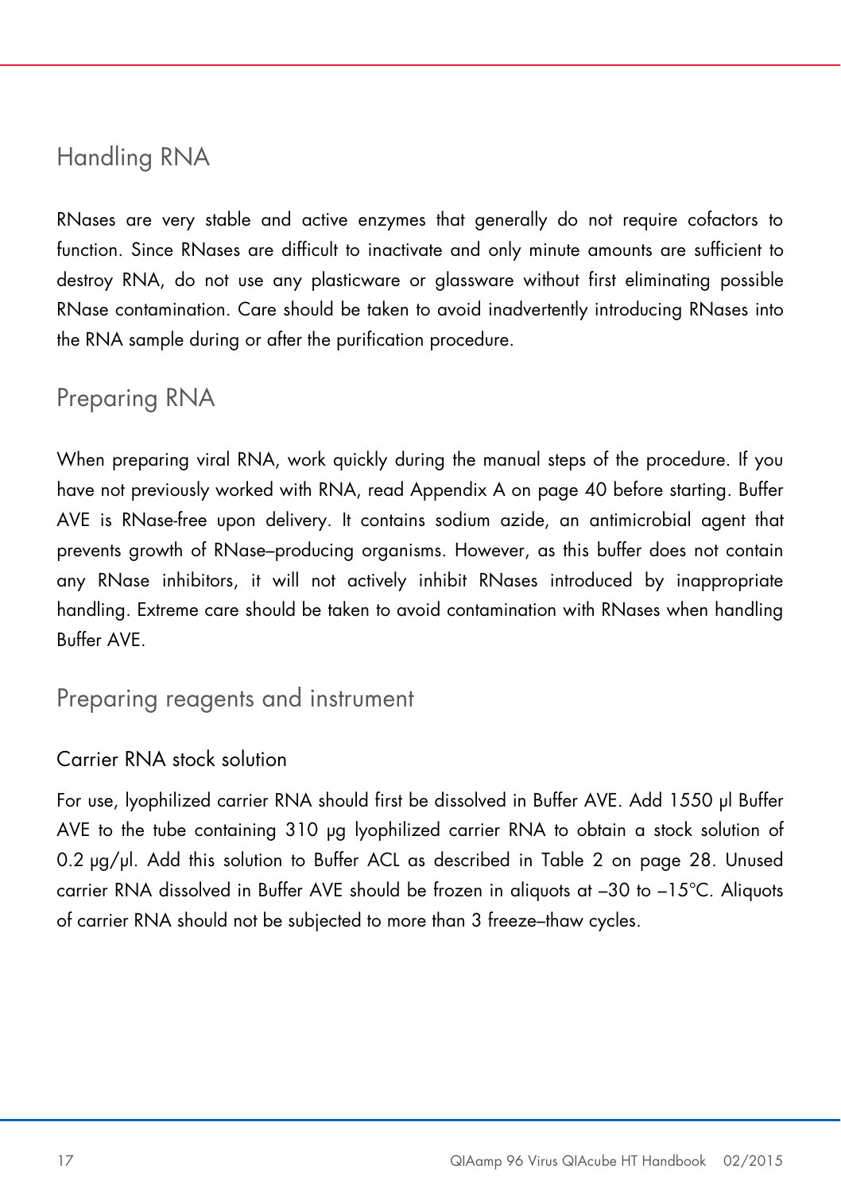## Handling RNA

RNases are very stable and active enzymes that generally do not require cofactors to function. Since RNases are difficult to inactivate and only minute amounts are sufficient to destroy RNA, do not use any plasticware or glassware without first eliminating possible RNase contamination. Care should be taken to avoid inadvertently introducing RNases into the RNA sample during or after the purification procedure.

## Preparing RNA

When preparing viral RNA, work quickly during the manual steps of the procedure. If you have not previously worked with RNA, read Appendix A on page 40 before starting. Buffer AVE is RNase-free upon delivery. It contains sodium azide, an antimicrobial agent that prevents growth of RNase–producing organisms. However, as this buffer does not contain any RNase inhibitors, it will not actively inhibit RNases introduced by inappropriate handling. Extreme care should be taken to avoid contamination with RNases when handling Buffer AVE.

## Preparing reagents and instrument

### Carrier RNA stock solution

For use, lyophilized carrier RNA should first be dissolved in Buffer AVE. Add 1550 µl Buffer AVE to the tube containing 310 µg lyophilized carrier RNA to obtain a stock solution of 0.2 µg/µl. Add this solution to Buffer ACL as described in Table 2 on page 28. Unused carrier RNA dissolved in Buffer AVE should be frozen in aliquots at –30 to –15°C. Aliquots of carrier RNA should not be subjected to more than 3 freeze–thaw cycles.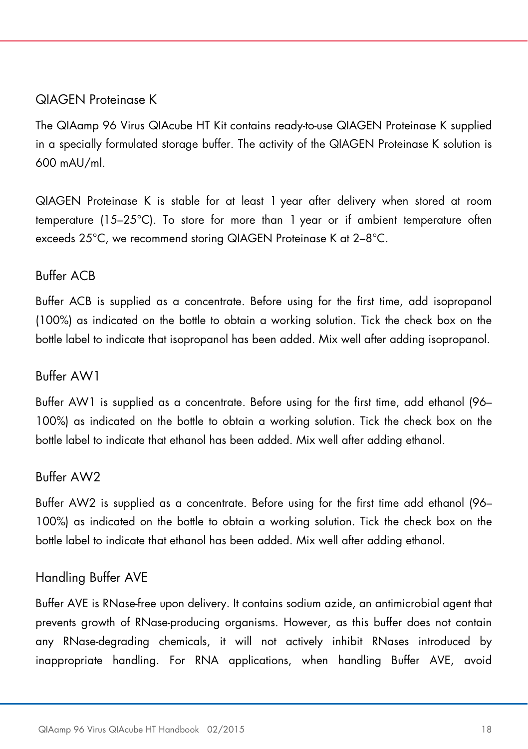### QIAGEN Proteinase K

The QIAamp 96 Virus QIAcube HT Kit contains ready-to-use QIAGEN Proteinase K supplied in a specially formulated storage buffer. The activity of the QIAGEN Proteinase K solution is 600 mAU/ml.

QIAGEN Proteinase K is stable for at least 1 year after delivery when stored at room temperature (15–25°C). To store for more than 1 year or if ambient temperature often exceeds 25°C, we recommend storing QIAGEN Proteinase K at 2–8°C.

### Buffer ACB

Buffer ACB is supplied as a concentrate. Before using for the first time, add isopropanol (100%) as indicated on the bottle to obtain a working solution. Tick the check box on the bottle label to indicate that isopropanol has been added. Mix well after adding isopropanol.

### Buffer AW1

Buffer AW1 is supplied as a concentrate. Before using for the first time, add ethanol (96–100%) as indicated on the bottle to obtain a working solution. Tick the check box on the bottle label to indicate that ethanol has been added. Mix well after adding ethanol.

### Buffer AW2

Buffer AW2 is supplied as a concentrate. Before using for the first time add ethanol (96–100%) as indicated on the bottle to obtain a working solution. Tick the check box on the bottle label to indicate that ethanol has been added. Mix well after adding ethanol.

### Handling Buffer AVE

Buffer AVE is RNase-free upon delivery. It contains sodium azide, an antimicrobial agent that prevents growth of RNase-producing organisms. However, as this buffer does not contain any RNase-degrading chemicals, it will not actively inhibit RNases introduced by inappropriate handling. For RNA applications, when handling Buffer AVE, avoid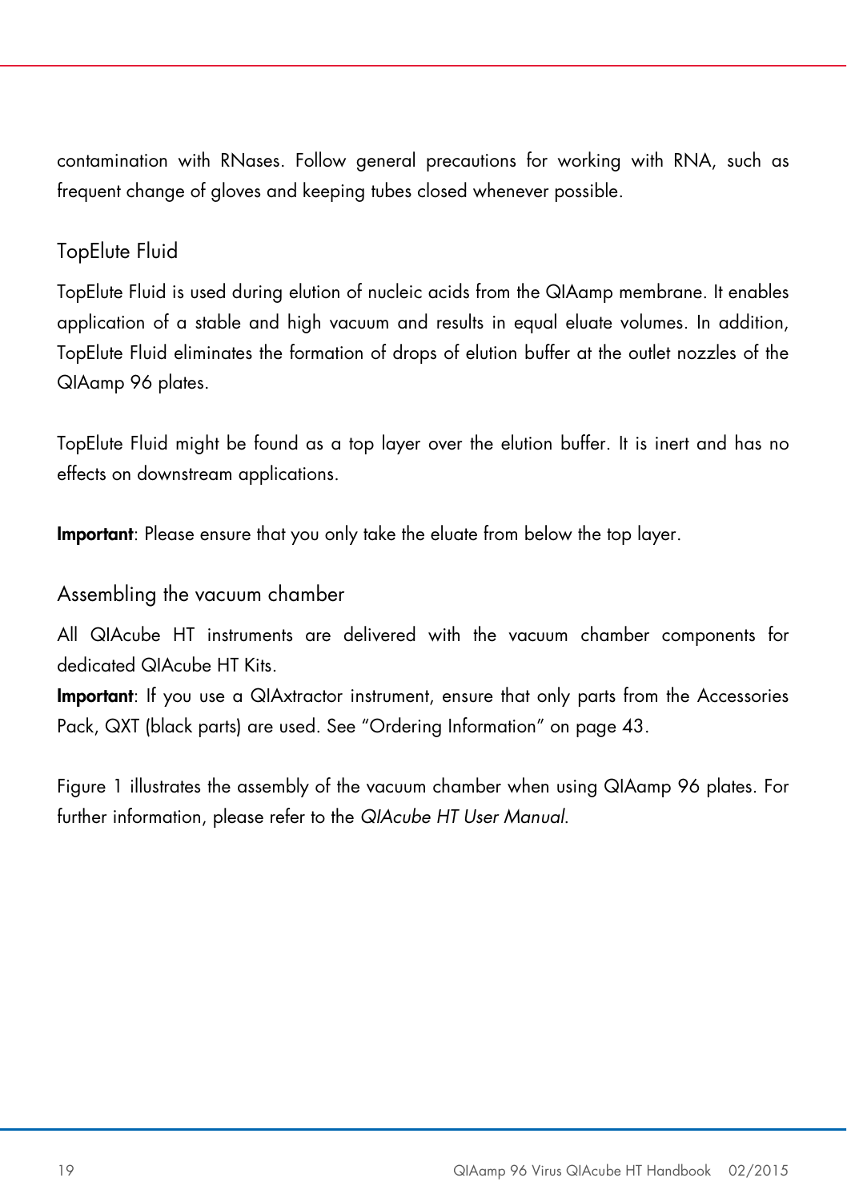contamination with RNases. Follow general precautions for working with RNA, such as frequent change of gloves and keeping tubes closed whenever possible.

### TopElute Fluid

TopElute Fluid is used during elution of nucleic acids from the QIAamp membrane. It enables application of a stable and high vacuum and results in equal eluate volumes. In addition, TopElute Fluid eliminates the formation of drops of elution buffer at the outlet nozzles of the QIAamp 96 plates.

TopElute Fluid might be found as a top layer over the elution buffer. It is inert and has no effects on downstream applications.

**Important**: Please ensure that you only take the eluate from below the top layer.

### Assembling the vacuum chamber

All QIAcube HT instruments are delivered with the vacuum chamber components for dedicated QIAcube HT Kits.

**Important**: If you use a QIAxtractor instrument, ensure that only parts from the Accessories Pack, QXT (black parts) are used. See "Ordering Information" on page 43.

Figure 1 illustrates the assembly of the vacuum chamber when using QIAamp 96 plates. For further information, please refer to the *QIAcube HT User Manual*.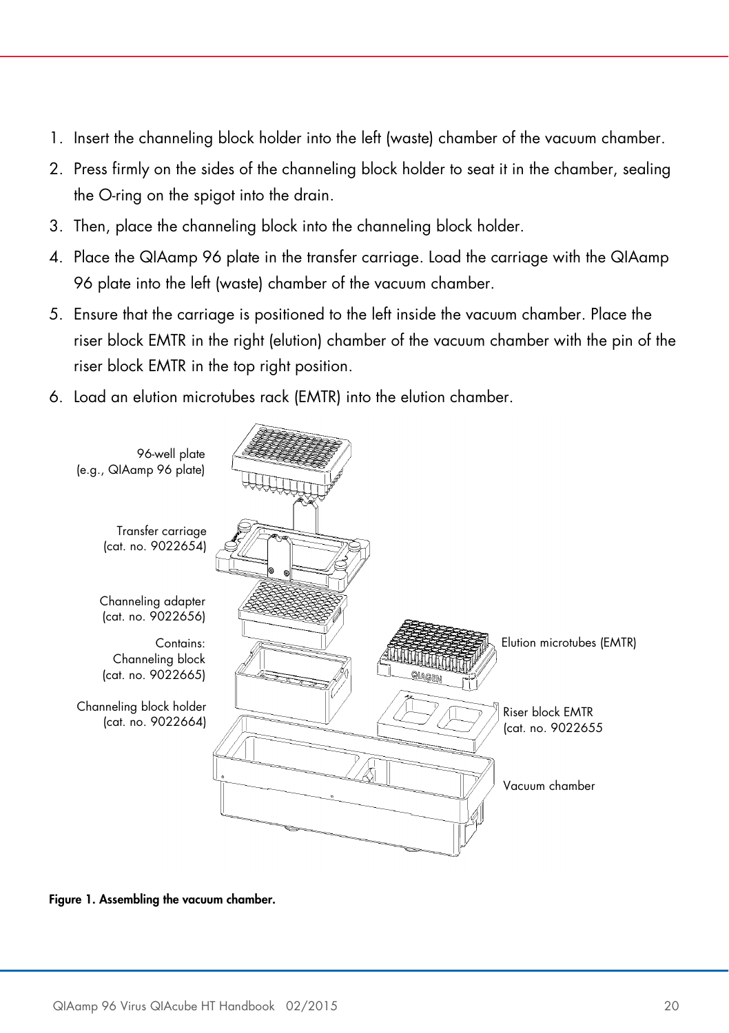1. Insert the channeling block holder into the left (waste) chamber of the vacuum chamber.
2. Press firmly on the sides of the channeling block holder to seat it in the chamber, sealing the O-ring on the spigot into the drain.
3. Then, place the channeling block into the channeling block holder.
4. Place the QIAamp 96 plate in the transfer carriage. Load the carriage with the QIAamp 96 plate into the left (waste) chamber of the vacuum chamber.
5. Ensure that the carriage is positioned to the left inside the vacuum chamber. Place the riser block EMTR in the right (elution) chamber of the vacuum chamber with the pin of the riser block EMTR in the top right position.
6. Load an elution microtubes rack (EMTR) into the elution chamber.

**Figure 1. Assembling the vacuum chamber.**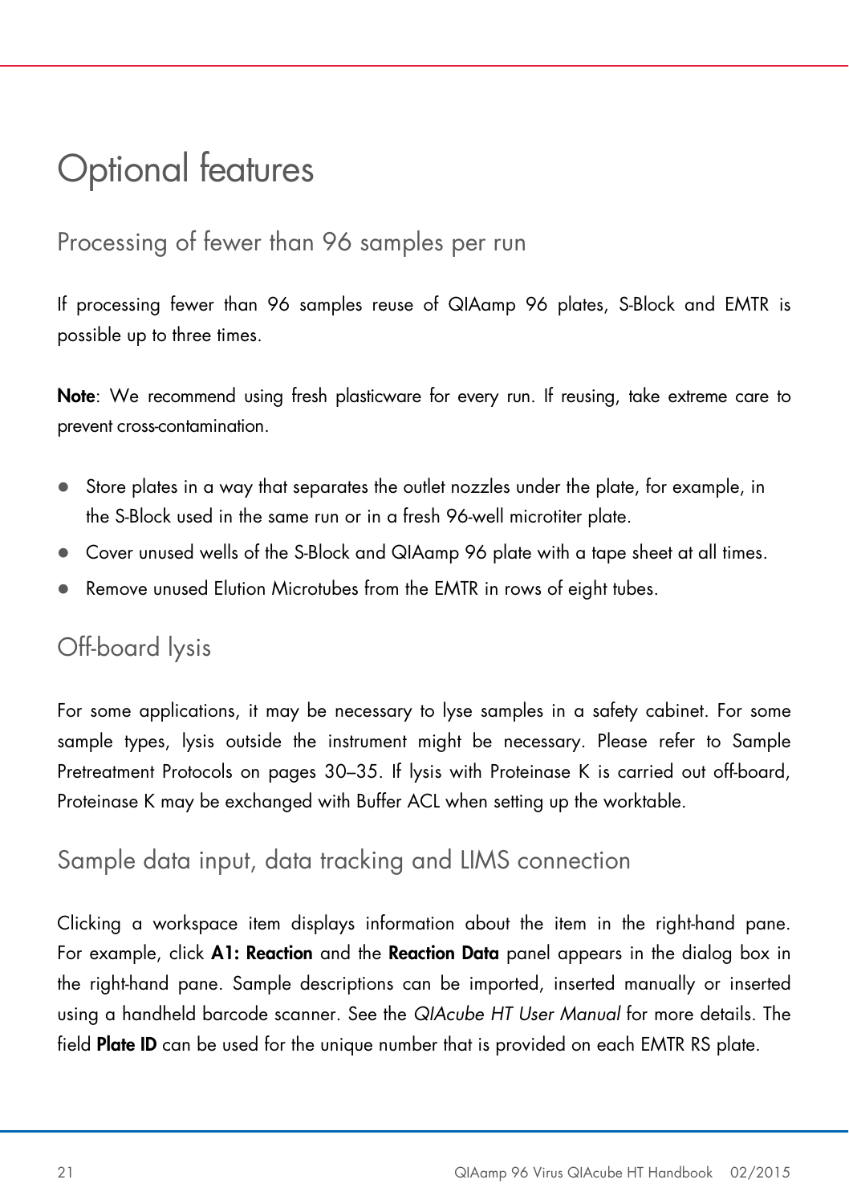# Optional features

## Processing of fewer than 96 samples per run

If processing fewer than 96 samples reuse of QIAamp 96 plates, S-Block and EMTR is possible up to three times.

**Note**: We recommend using fresh plasticware for every run. If reusing, take extreme care to prevent cross-contamination.

- Store plates in a way that separates the outlet nozzles under the plate, for example, in the S-Block used in the same run or in a fresh 96-well microtiter plate.
- Cover unused wells of the S-Block and QIAamp 96 plate with a tape sheet at all times.
- Remove unused Elution Microtubes from the EMTR in rows of eight tubes.

## Off-board lysis

For some applications, it may be necessary to lyse samples in a safety cabinet. For some sample types, lysis outside the instrument might be necessary. Please refer to Sample Pretreatment Protocols on pages 30–35. If lysis with Proteinase K is carried out off-board, Proteinase K may be exchanged with Buffer ACL when setting up the worktable.

## Sample data input, data tracking and LIMS connection

Clicking a workspace item displays information about the item in the right-hand pane. For example, click **A1: Reaction** and the **Reaction Data** panel appears in the dialog box in the right-hand pane. Sample descriptions can be imported, inserted manually or inserted using a handheld barcode scanner. See the *QIAcube HT User Manual* for more details. The field **Plate ID** can be used for the unique number that is provided on each EMTR RS plate.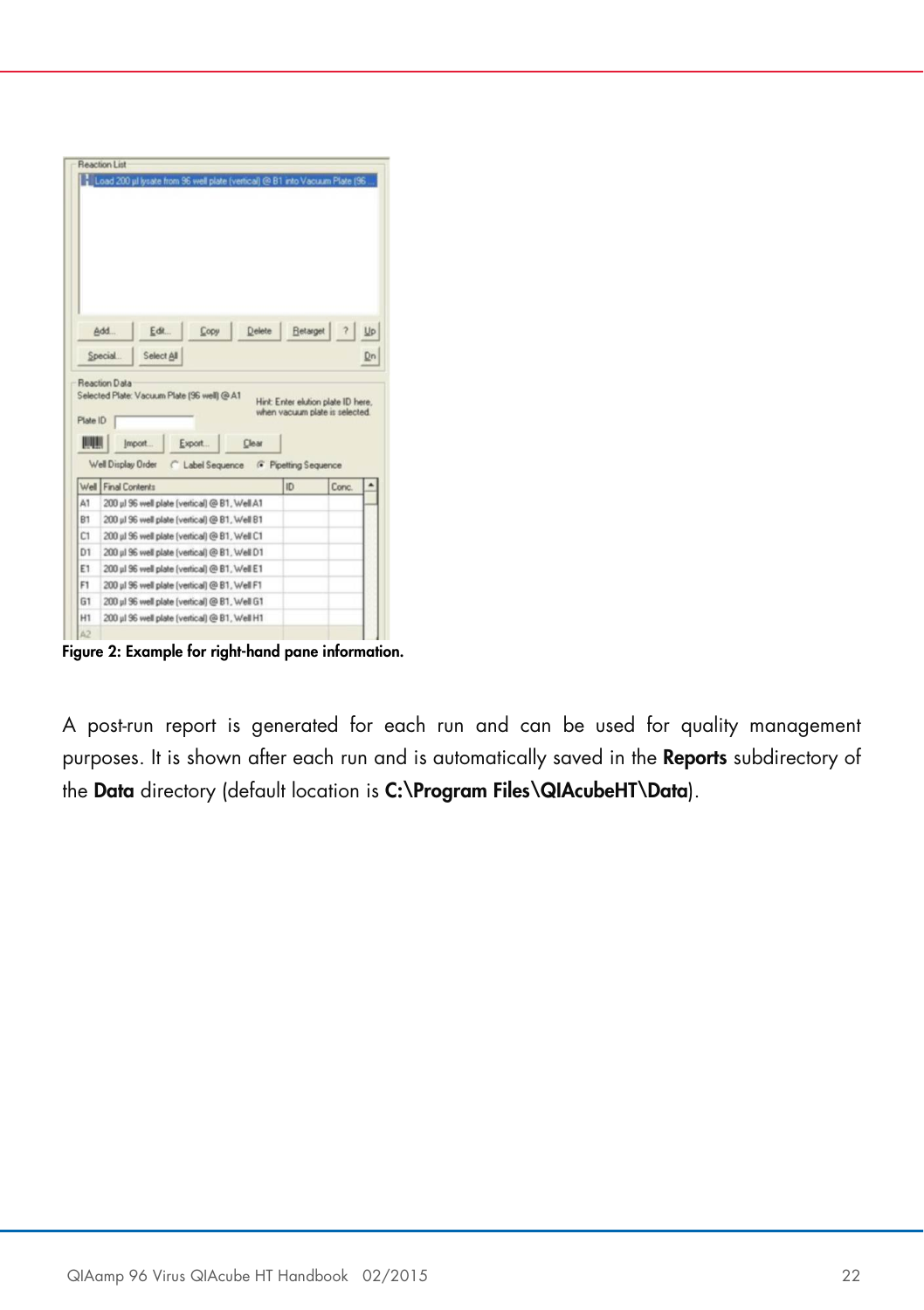Figure 2: Example for right-hand pane information.

A post-run report is generated for each run and can be used for quality management purposes. It is shown after each run and is automatically saved in the **Reports** subdirectory of the **Data** directory (default location is **C:\Program Files\QIAcubeHT\Data**).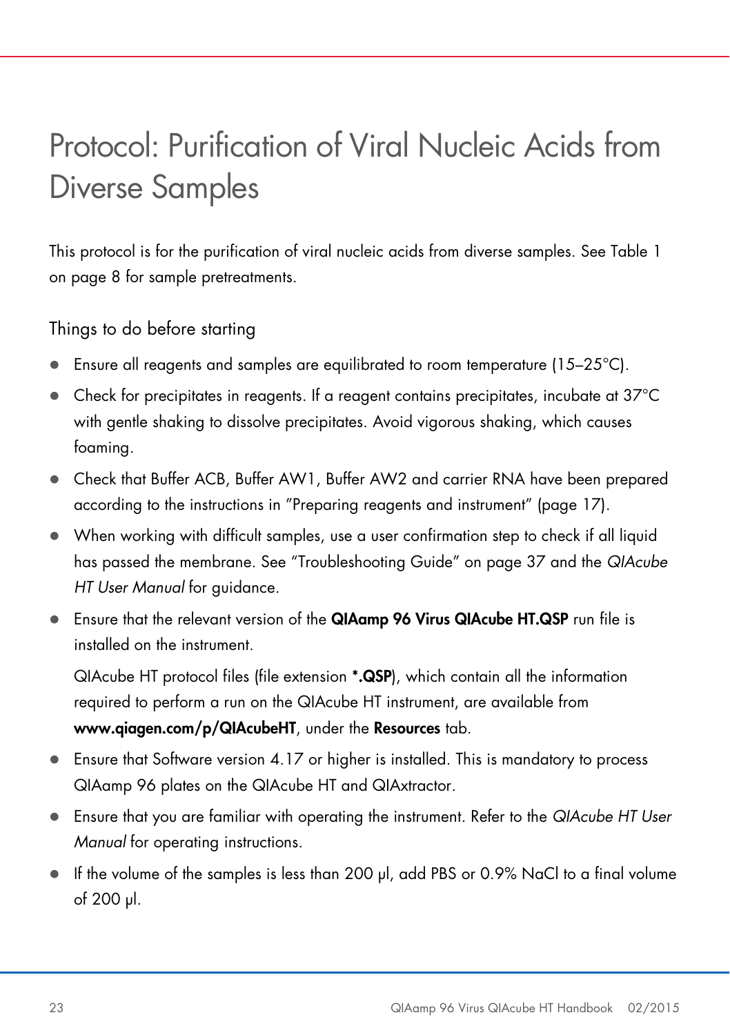# Protocol: Purification of Viral Nucleic Acids from Diverse Samples

This protocol is for the purification of viral nucleic acids from diverse samples. See Table 1 on page 8 for sample pretreatments.

## Things to do before starting

- Ensure all reagents and samples are equilibrated to room temperature (15–25°C).
- Check for precipitates in reagents. If a reagent contains precipitates, incubate at 37°C with gentle shaking to dissolve precipitates. Avoid vigorous shaking, which causes foaming.
- Check that Buffer ACB, Buffer AW1, Buffer AW2 and carrier RNA have been prepared according to the instructions in "Preparing reagents and instrument" (page 17).
- When working with difficult samples, use a user confirmation step to check if all liquid has passed the membrane. See "Troubleshooting Guide" on page 37 and the *QIAcube HT User Manual* for guidance.
- Ensure that the relevant version of the **QIAamp 96 Virus QIAcube HT.QSP** run file is installed on the instrument.

  QIAcube HT protocol files (file extension ***.QSP**), which contain all the information required to perform a run on the QIAcube HT instrument, are available from **www.qiagen.com/p/QIAcubeHT**, under the **Resources** tab.
- Ensure that Software version 4.17 or higher is installed. This is mandatory to process QIAamp 96 plates on the QIAcube HT and QIAxtractor.
- Ensure that you are familiar with operating the instrument. Refer to the *QIAcube HT User Manual* for operating instructions.
- If the volume of the samples is less than 200 µl, add PBS or 0.9% NaCl to a final volume of 200 µl.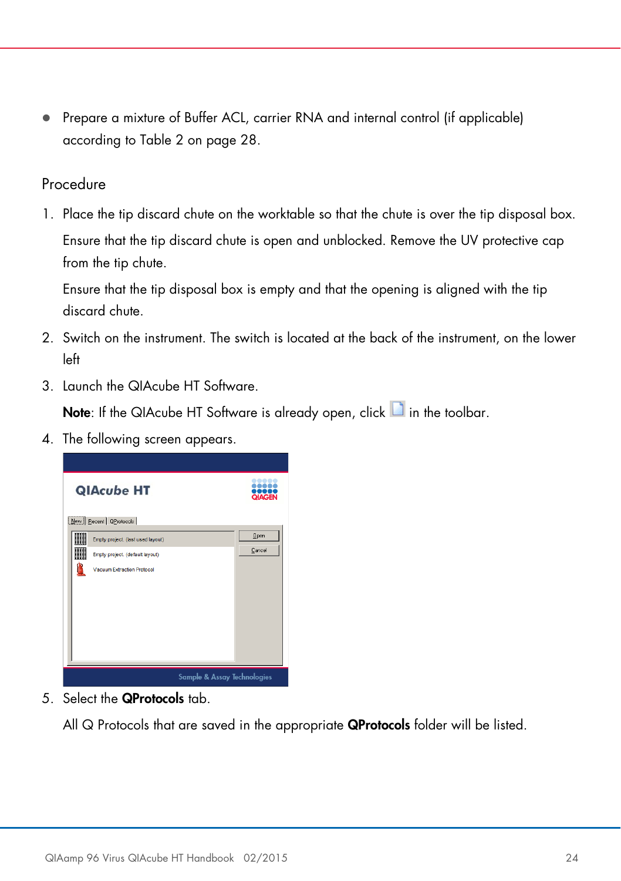- Prepare a mixture of Buffer ACL, carrier RNA and internal control (if applicable) according to Table 2 on page 28.

## Procedure

1. Place the tip discard chute on the worktable so that the chute is over the tip disposal box.

   Ensure that the tip discard chute is open and unblocked. Remove the UV protective cap from the tip chute.

   Ensure that the tip disposal box is empty and that the opening is aligned with the tip discard chute.

2. Switch on the instrument. The switch is located at the back of the instrument, on the lower left

3. Launch the QIAcube HT Software.

   **Note**: If the QIAcube HT Software is already open, click in the toolbar.

4. The following screen appears.

5. Select the **QProtocols** tab.

   All Q Protocols that are saved in the appropriate **QProtocols** folder will be listed.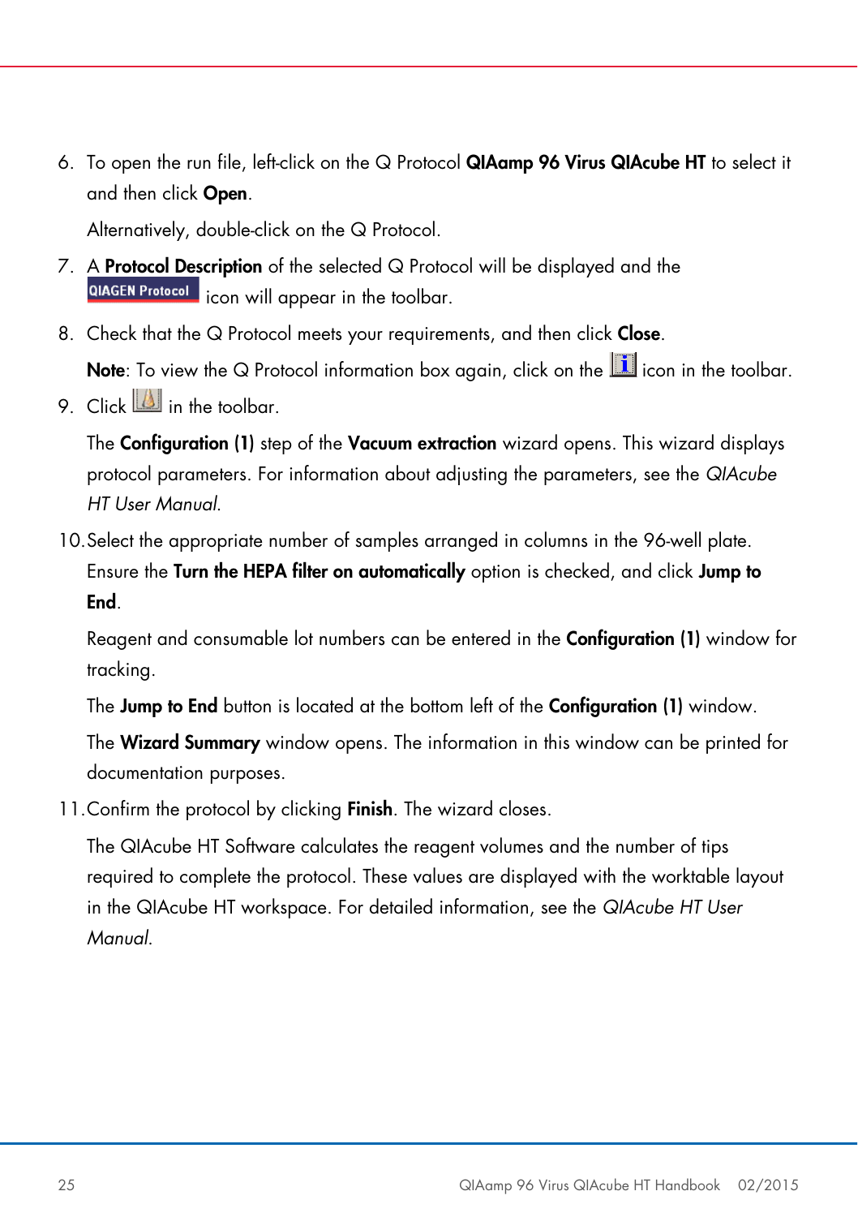6. To open the run file, left-click on the Q Protocol **QIAamp 96 Virus QIAcube HT** to select it and then click **Open**.

   Alternatively, double-click on the Q Protocol.

7. A **Protocol Description** of the selected Q Protocol will be displayed and the QIAGEN Protocol icon will appear in the toolbar.

8. Check that the Q Protocol meets your requirements, and then click **Close**.

   **Note**: To view the Q Protocol information box again, click on the icon in the toolbar.

9. Click in the toolbar.

   The **Configuration (1)** step of the **Vacuum extraction** wizard opens. This wizard displays protocol parameters. For information about adjusting the parameters, see the *QIAcube HT User Manual*.

10. Select the appropriate number of samples arranged in columns in the 96-well plate. Ensure the **Turn the HEPA filter on automatically** option is checked, and click **Jump to End**.

    Reagent and consumable lot numbers can be entered in the **Configuration (1)** window for tracking.

    The **Jump to End** button is located at the bottom left of the **Configuration (1)** window.

    The **Wizard Summary** window opens. The information in this window can be printed for documentation purposes.

11. Confirm the protocol by clicking **Finish**. The wizard closes.

    The QIAcube HT Software calculates the reagent volumes and the number of tips required to complete the protocol. These values are displayed with the worktable layout in the QIAcube HT workspace. For detailed information, see the *QIAcube HT User Manual*.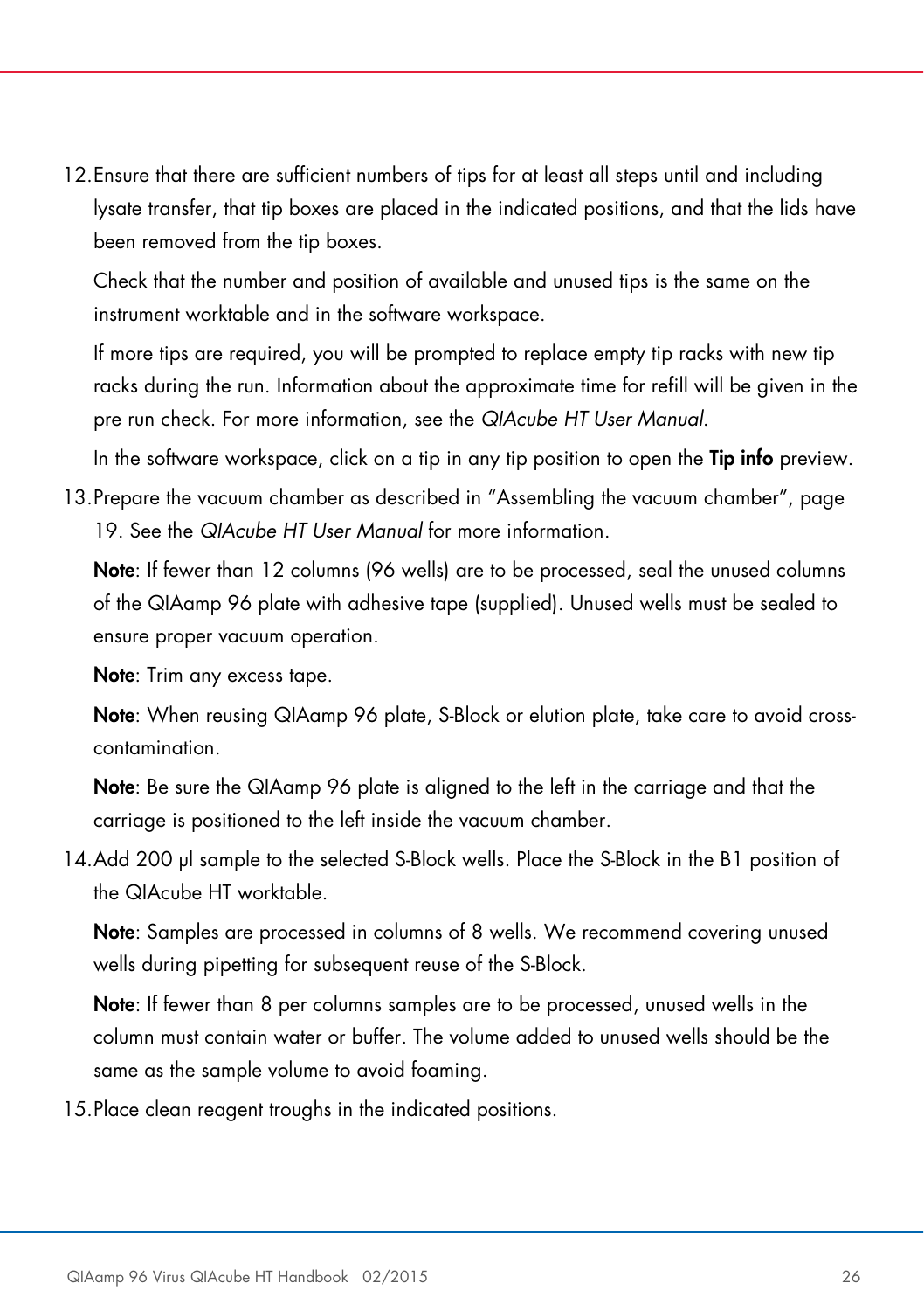12. Ensure that there are sufficient numbers of tips for at least all steps until and including lysate transfer, that tip boxes are placed in the indicated positions, and that the lids have been removed from the tip boxes.

    Check that the number and position of available and unused tips is the same on the instrument worktable and in the software workspace.

    If more tips are required, you will be prompted to replace empty tip racks with new tip racks during the run. Information about the approximate time for refill will be given in the pre run check. For more information, see the *QIAcube HT User Manual*.

    In the software workspace, click on a tip in any tip position to open the **Tip info** preview.

13. Prepare the vacuum chamber as described in "Assembling the vacuum chamber", page 19. See the *QIAcube HT User Manual* for more information.

    **Note**: If fewer than 12 columns (96 wells) are to be processed, seal the unused columns of the QIAamp 96 plate with adhesive tape (supplied). Unused wells must be sealed to ensure proper vacuum operation.

    **Note**: Trim any excess tape.

    **Note**: When reusing QIAamp 96 plate, S-Block or elution plate, take care to avoid cross-contamination.

    **Note**: Be sure the QIAamp 96 plate is aligned to the left in the carriage and that the carriage is positioned to the left inside the vacuum chamber.

14. Add 200 µl sample to the selected S-Block wells. Place the S-Block in the B1 position of the QIAcube HT worktable.

    **Note**: Samples are processed in columns of 8 wells. We recommend covering unused wells during pipetting for subsequent reuse of the S-Block.

    **Note**: If fewer than 8 per columns samples are to be processed, unused wells in the column must contain water or buffer. The volume added to unused wells should be the same as the sample volume to avoid foaming.

15. Place clean reagent troughs in the indicated positions.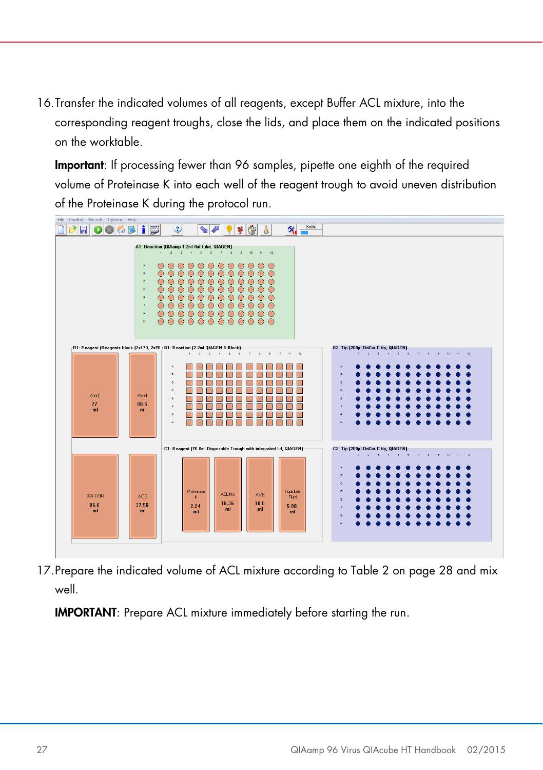16. Transfer the indicated volumes of all reagents, except Buffer ACL mixture, into the corresponding reagent troughs, close the lids, and place them on the indicated positions on the worktable.

    **Important**: If processing fewer than 96 samples, pipette one eighth of the required volume of Proteinase K into each well of the reagent trough to avoid uneven distribution of the Proteinase K during the protocol run.

17. Prepare the indicated volume of ACL mixture according to Table 2 on page 28 and mix well.

    **IMPORTANT**: Prepare ACL mixture immediately before starting the run.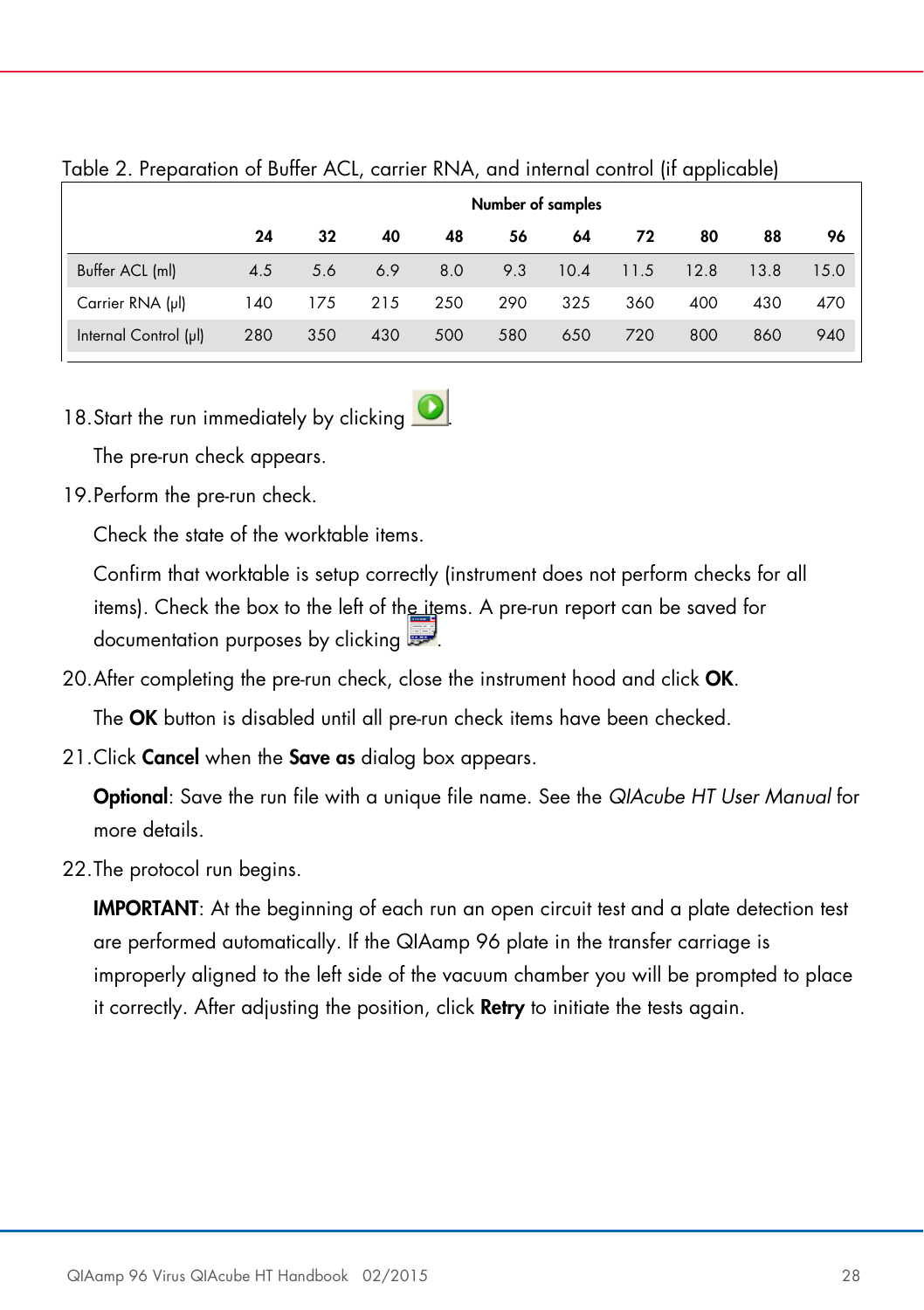Table 2. Preparation of Buffer ACL, carrier RNA, and internal control (if applicable)

| | Number of samples | | | | | | | | | |
|---|---|---|---|---|---|---|---|---|---|---|
| | **24** | **32** | **40** | **48** | **56** | **64** | **72** | **80** | **88** | **96** |
| Buffer ACL (ml) | 4.5 | 5.6 | 6.9 | 8.0 | 9.3 | 10.4 | 11.5 | 12.8 | 13.8 | 15.0 |
| Carrier RNA (µl) | 140 | 175 | 215 | 250 | 290 | 325 | 360 | 400 | 430 | 470 |
| Internal Control (µl) | 280 | 350 | 430 | 500 | 580 | 650 | 720 | 800 | 860 | 940 |

18. Start the run immediately by clicking .

    The pre-run check appears.

19. Perform the pre-run check.

    Check the state of the worktable items.

    Confirm that worktable is setup correctly (instrument does not perform checks for all items). Check the box to the left of the items. A pre-run report can be saved for documentation purposes by clicking .

20. After completing the pre-run check, close the instrument hood and click **OK**.

    The **OK** button is disabled until all pre-run check items have been checked.

21. Click **Cancel** when the **Save as** dialog box appears.

    **Optional**: Save the run file with a unique file name. See the *QIAcube HT User Manual* for more details.

22. The protocol run begins.

    **IMPORTANT**: At the beginning of each run an open circuit test and a plate detection test are performed automatically. If the QIAamp 96 plate in the transfer carriage is improperly aligned to the left side of the vacuum chamber you will be prompted to place it correctly. After adjusting the position, click **Retry** to initiate the tests again.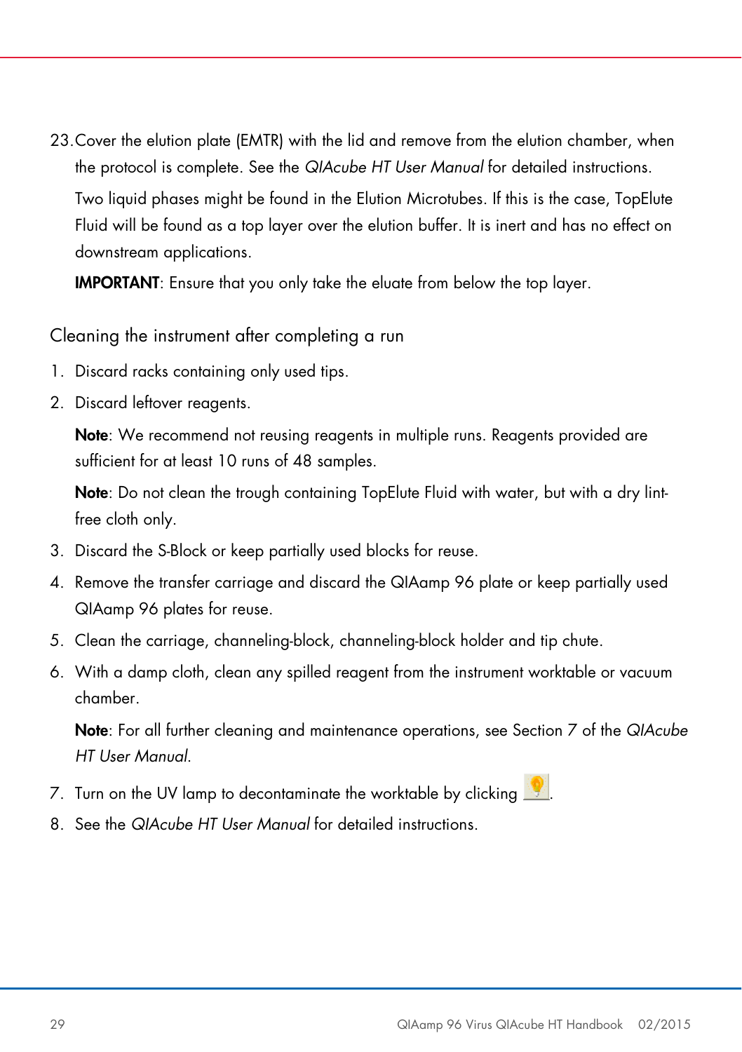23. Cover the elution plate (EMTR) with the lid and remove from the elution chamber, when the protocol is complete. See the *QIAcube HT User Manual* for detailed instructions.

    Two liquid phases might be found in the Elution Microtubes. If this is the case, TopElute Fluid will be found as a top layer over the elution buffer. It is inert and has no effect on downstream applications.

    **IMPORTANT**: Ensure that you only take the eluate from below the top layer.

## Cleaning the instrument after completing a run

1. Discard racks containing only used tips.
2. Discard leftover reagents.

   **Note**: We recommend not reusing reagents in multiple runs. Reagents provided are sufficient for at least 10 runs of 48 samples.

   **Note**: Do not clean the trough containing TopElute Fluid with water, but with a dry lint-free cloth only.
3. Discard the S-Block or keep partially used blocks for reuse.
4. Remove the transfer carriage and discard the QIAamp 96 plate or keep partially used QIAamp 96 plates for reuse.
5. Clean the carriage, channeling-block, channeling-block holder and tip chute.
6. With a damp cloth, clean any spilled reagent from the instrument worktable or vacuum chamber.

   **Note**: For all further cleaning and maintenance operations, see Section 7 of the *QIAcube HT User Manual*.
7. Turn on the UV lamp to decontaminate the worktable by clicking .
8. See the *QIAcube HT User Manual* for detailed instructions.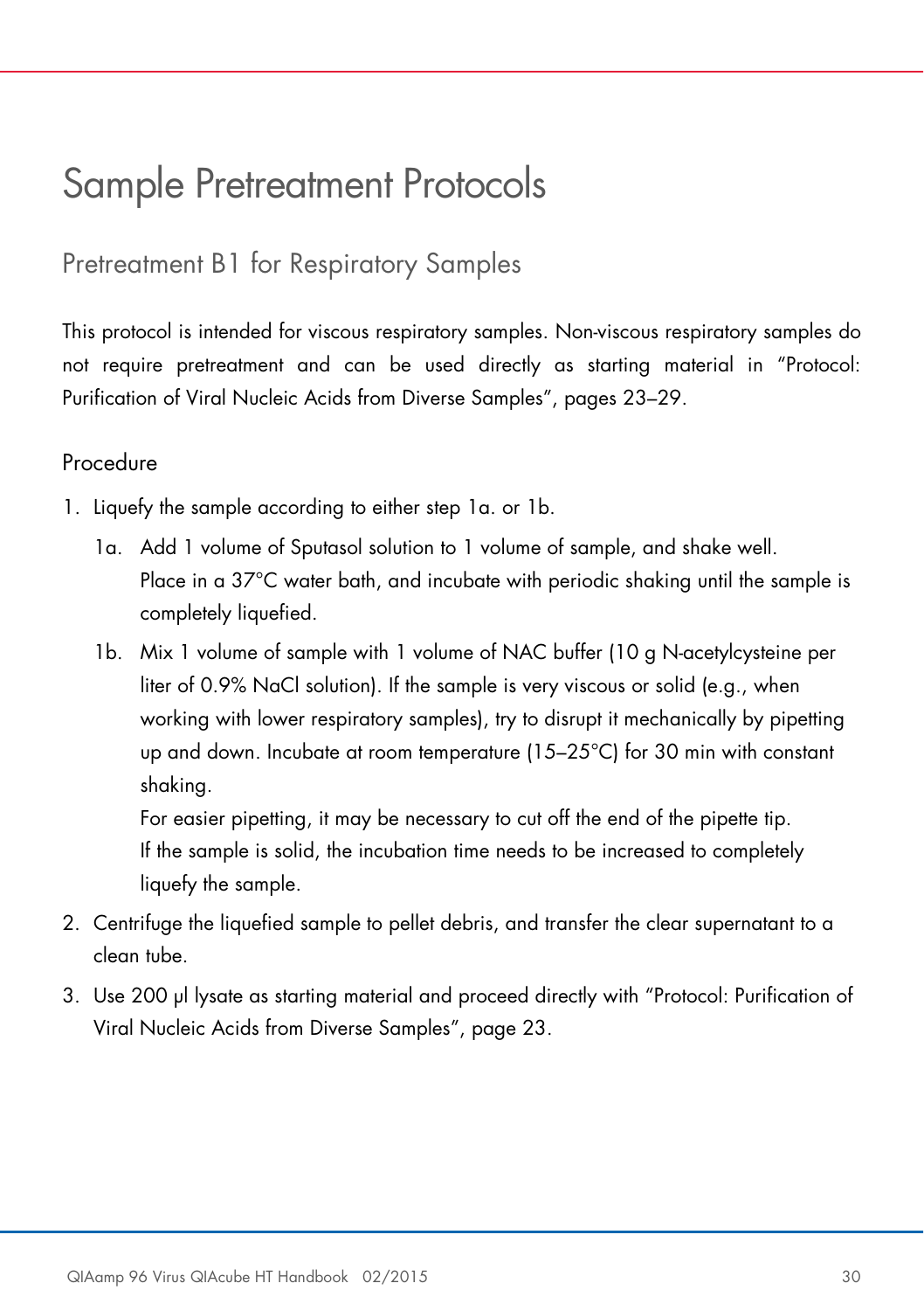# Sample Pretreatment Protocols

## Pretreatment B1 for Respiratory Samples

This protocol is intended for viscous respiratory samples. Non-viscous respiratory samples do not require pretreatment and can be used directly as starting material in "Protocol: Purification of Viral Nucleic Acids from Diverse Samples", pages 23–29.

### Procedure

1. Liquefy the sample according to either step 1a. or 1b.
   - 1a. Add 1 volume of Sputasol solution to 1 volume of sample, and shake well. Place in a 37°C water bath, and incubate with periodic shaking until the sample is completely liquefied.
   - 1b. Mix 1 volume of sample with 1 volume of NAC buffer (10 g N-acetylcysteine per liter of 0.9% NaCl solution). If the sample is very viscous or solid (e.g., when working with lower respiratory samples), try to disrupt it mechanically by pipetting up and down. Incubate at room temperature (15–25°C) for 30 min with constant shaking.
     
     For easier pipetting, it may be necessary to cut off the end of the pipette tip.
     
     If the sample is solid, the incubation time needs to be increased to completely liquefy the sample.
2. Centrifuge the liquefied sample to pellet debris, and transfer the clear supernatant to a clean tube.
3. Use 200 µl lysate as starting material and proceed directly with "Protocol: Purification of Viral Nucleic Acids from Diverse Samples", page 23.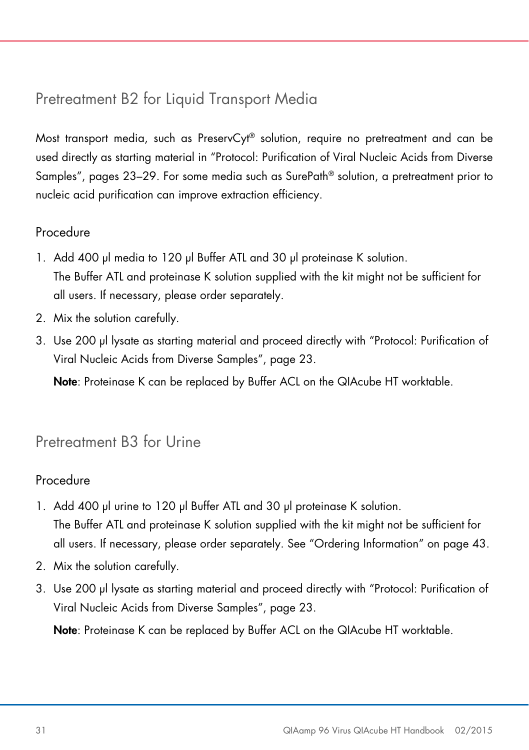## Pretreatment B2 for Liquid Transport Media

Most transport media, such as PreservCyt® solution, require no pretreatment and can be used directly as starting material in "Protocol: Purification of Viral Nucleic Acids from Diverse Samples", pages 23–29. For some media such as SurePath® solution, a pretreatment prior to nucleic acid purification can improve extraction efficiency.

### Procedure

1. Add 400 µl media to 120 µl Buffer ATL and 30 µl proteinase K solution.
   The Buffer ATL and proteinase K solution supplied with the kit might not be sufficient for all users. If necessary, please order separately.
2. Mix the solution carefully.
3. Use 200 µl lysate as starting material and proceed directly with "Protocol: Purification of Viral Nucleic Acids from Diverse Samples", page 23.

   **Note**: Proteinase K can be replaced by Buffer ACL on the QIAcube HT worktable.

## Pretreatment B3 for Urine

### Procedure

1. Add 400 µl urine to 120 µl Buffer ATL and 30 µl proteinase K solution.
   The Buffer ATL and proteinase K solution supplied with the kit might not be sufficient for all users. If necessary, please order separately. See "Ordering Information" on page 43.
2. Mix the solution carefully.
3. Use 200 µl lysate as starting material and proceed directly with "Protocol: Purification of Viral Nucleic Acids from Diverse Samples", page 23.

   **Note**: Proteinase K can be replaced by Buffer ACL on the QIAcube HT worktable.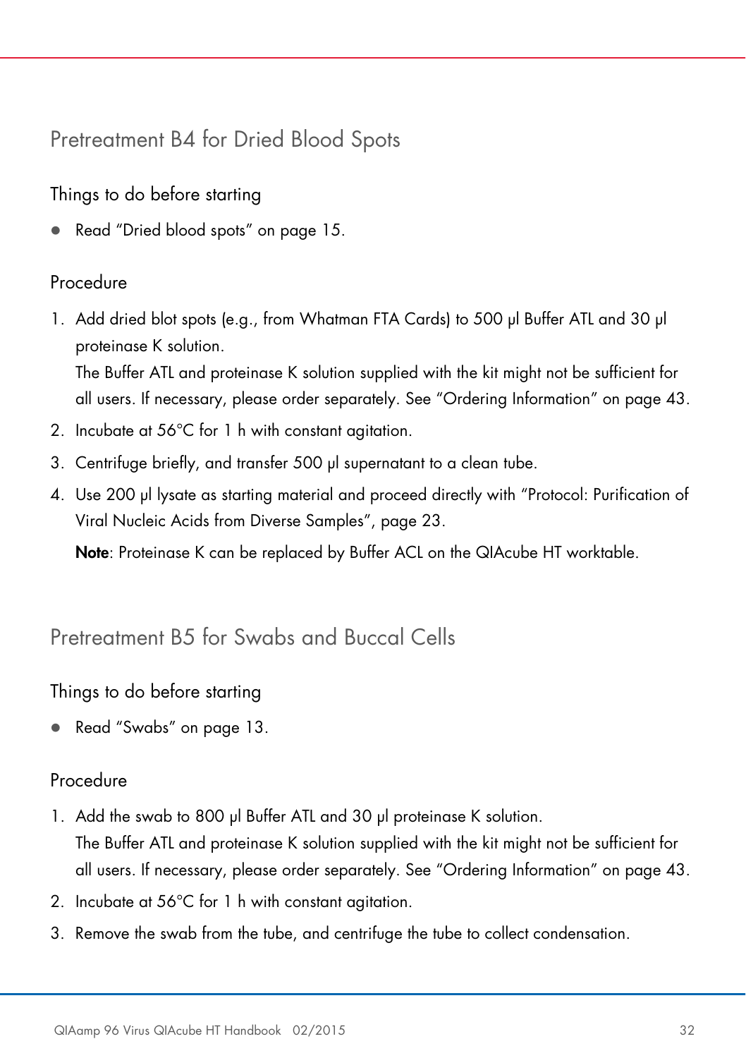## Pretreatment B4 for Dried Blood Spots

### Things to do before starting

- Read "Dried blood spots" on page 15.

### Procedure

1. Add dried blot spots (e.g., from Whatman FTA Cards) to 500 µl Buffer ATL and 30 µl proteinase K solution.
   The Buffer ATL and proteinase K solution supplied with the kit might not be sufficient for all users. If necessary, please order separately. See "Ordering Information" on page 43.
2. Incubate at 56°C for 1 h with constant agitation.
3. Centrifuge briefly, and transfer 500 µl supernatant to a clean tube.
4. Use 200 µl lysate as starting material and proceed directly with "Protocol: Purification of Viral Nucleic Acids from Diverse Samples", page 23.

   **Note**: Proteinase K can be replaced by Buffer ACL on the QIAcube HT worktable.

## Pretreatment B5 for Swabs and Buccal Cells

### Things to do before starting

- Read "Swabs" on page 13.

### Procedure

1. Add the swab to 800 µl Buffer ATL and 30 µl proteinase K solution.
   The Buffer ATL and proteinase K solution supplied with the kit might not be sufficient for all users. If necessary, please order separately. See "Ordering Information" on page 43.
2. Incubate at 56°C for 1 h with constant agitation.
3. Remove the swab from the tube, and centrifuge the tube to collect condensation.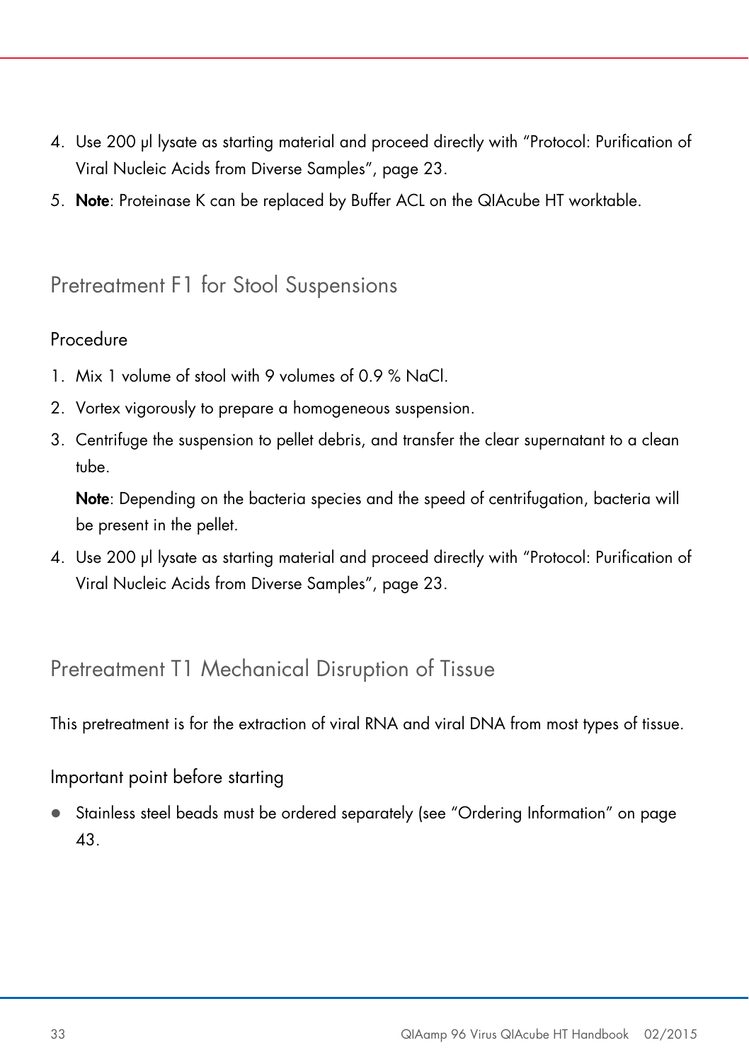4. Use 200 µl lysate as starting material and proceed directly with "Protocol: Purification of Viral Nucleic Acids from Diverse Samples", page 23.
5. **Note**: Proteinase K can be replaced by Buffer ACL on the QIAcube HT worktable.

## Pretreatment F1 for Stool Suspensions

### Procedure

1. Mix 1 volume of stool with 9 volumes of 0.9 % NaCl.
2. Vortex vigorously to prepare a homogeneous suspension.
3. Centrifuge the suspension to pellet debris, and transfer the clear supernatant to a clean tube.

   **Note**: Depending on the bacteria species and the speed of centrifugation, bacteria will be present in the pellet.
4. Use 200 µl lysate as starting material and proceed directly with "Protocol: Purification of Viral Nucleic Acids from Diverse Samples", page 23.

## Pretreatment T1 Mechanical Disruption of Tissue

This pretreatment is for the extraction of viral RNA and viral DNA from most types of tissue.

### Important point before starting

- Stainless steel beads must be ordered separately (see "Ordering Information" on page 43.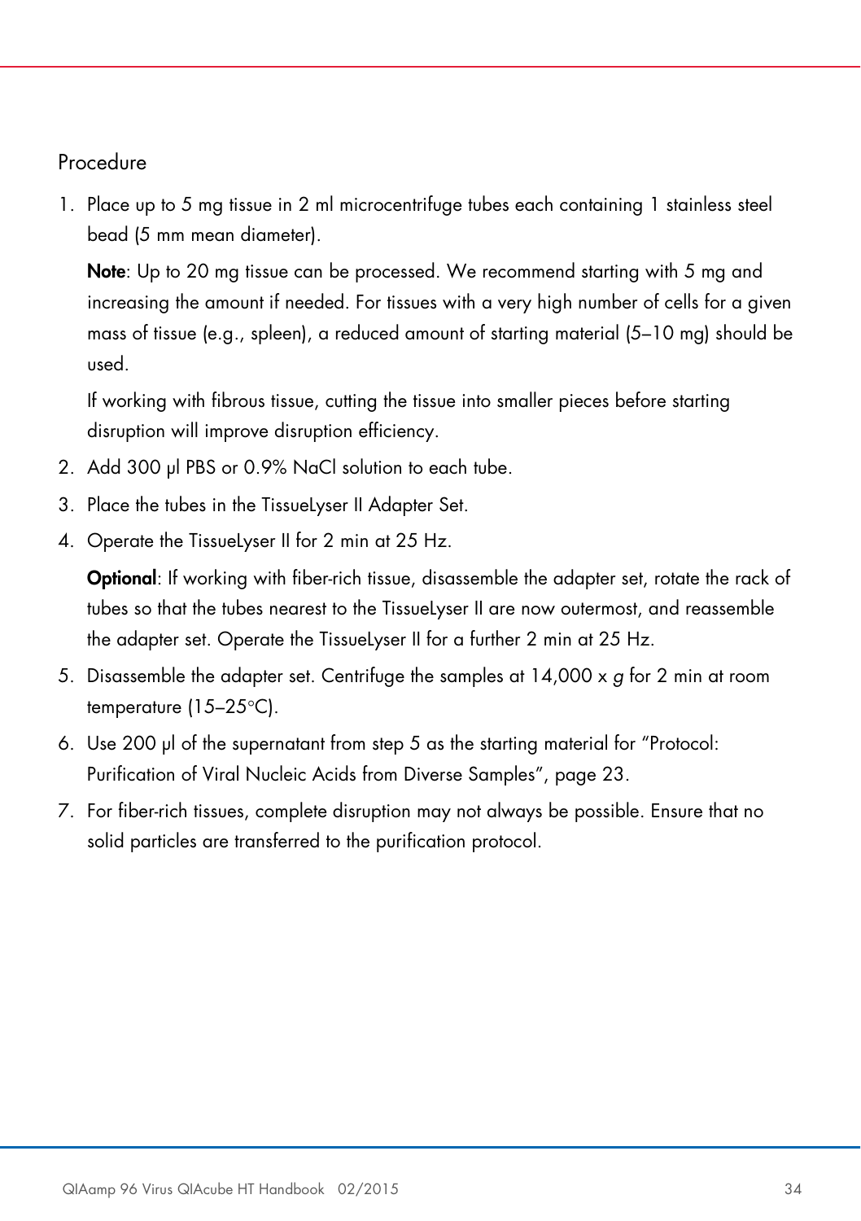## Procedure

1. Place up to 5 mg tissue in 2 ml microcentrifuge tubes each containing 1 stainless steel bead (5 mm mean diameter).

   **Note**: Up to 20 mg tissue can be processed. We recommend starting with 5 mg and increasing the amount if needed. For tissues with a very high number of cells for a given mass of tissue (e.g., spleen), a reduced amount of starting material (5–10 mg) should be used.

   If working with fibrous tissue, cutting the tissue into smaller pieces before starting disruption will improve disruption efficiency.

2. Add 300 µl PBS or 0.9% NaCl solution to each tube.
3. Place the tubes in the TissueLyser II Adapter Set.
4. Operate the TissueLyser II for 2 min at 25 Hz.

   **Optional**: If working with fiber-rich tissue, disassemble the adapter set, rotate the rack of tubes so that the tubes nearest to the TissueLyser II are now outermost, and reassemble the adapter set. Operate the TissueLyser II for a further 2 min at 25 Hz.

5. Disassemble the adapter set. Centrifuge the samples at 14,000 x *g* for 2 min at room temperature (15–25°C).
6. Use 200 µl of the supernatant from step 5 as the starting material for "Protocol: Purification of Viral Nucleic Acids from Diverse Samples", page 23.
7. For fiber-rich tissues, complete disruption may not always be possible. Ensure that no solid particles are transferred to the purification protocol.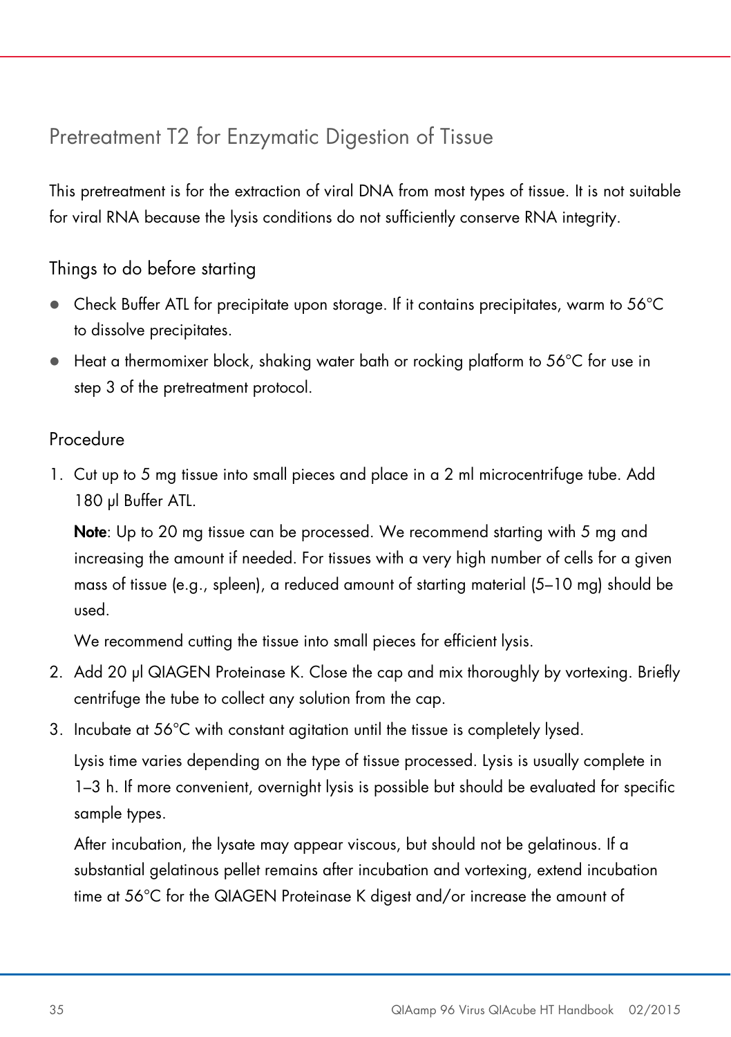## Pretreatment T2 for Enzymatic Digestion of Tissue

This pretreatment is for the extraction of viral DNA from most types of tissue. It is not suitable for viral RNA because the lysis conditions do not sufficiently conserve RNA integrity.

### Things to do before starting

- Check Buffer ATL for precipitate upon storage. If it contains precipitates, warm to 56°C to dissolve precipitates.
- Heat a thermomixer block, shaking water bath or rocking platform to 56°C for use in step 3 of the pretreatment protocol.

### Procedure

1. Cut up to 5 mg tissue into small pieces and place in a 2 ml microcentrifuge tube. Add 180 µl Buffer ATL.

   **Note**: Up to 20 mg tissue can be processed. We recommend starting with 5 mg and increasing the amount if needed. For tissues with a very high number of cells for a given mass of tissue (e.g., spleen), a reduced amount of starting material (5–10 mg) should be used.

   We recommend cutting the tissue into small pieces for efficient lysis.

2. Add 20 µl QIAGEN Proteinase K. Close the cap and mix thoroughly by vortexing. Briefly centrifuge the tube to collect any solution from the cap.
3. Incubate at 56°C with constant agitation until the tissue is completely lysed.

   Lysis time varies depending on the type of tissue processed. Lysis is usually complete in 1–3 h. If more convenient, overnight lysis is possible but should be evaluated for specific sample types.

   After incubation, the lysate may appear viscous, but should not be gelatinous. If a substantial gelatinous pellet remains after incubation and vortexing, extend incubation time at 56°C for the QIAGEN Proteinase K digest and/or increase the amount of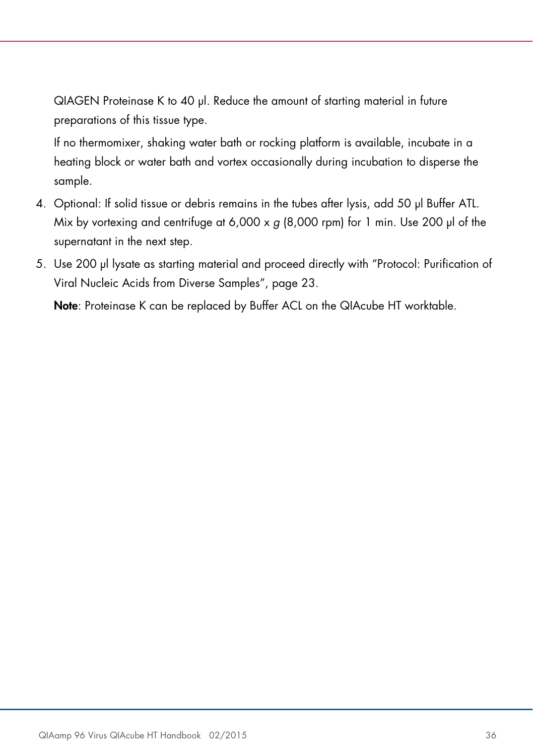QIAGEN Proteinase K to 40 µl. Reduce the amount of starting material in future preparations of this tissue type.

If no thermomixer, shaking water bath or rocking platform is available, incubate in a heating block or water bath and vortex occasionally during incubation to disperse the sample.

4. Optional: If solid tissue or debris remains in the tubes after lysis, add 50 µl Buffer ATL. Mix by vortexing and centrifuge at 6,000 x *g* (8,000 rpm) for 1 min. Use 200 µl of the supernatant in the next step.
5. Use 200 µl lysate as starting material and proceed directly with "Protocol: Purification of Viral Nucleic Acids from Diverse Samples", page 23.

   **Note**: Proteinase K can be replaced by Buffer ACL on the QIAcube HT worktable.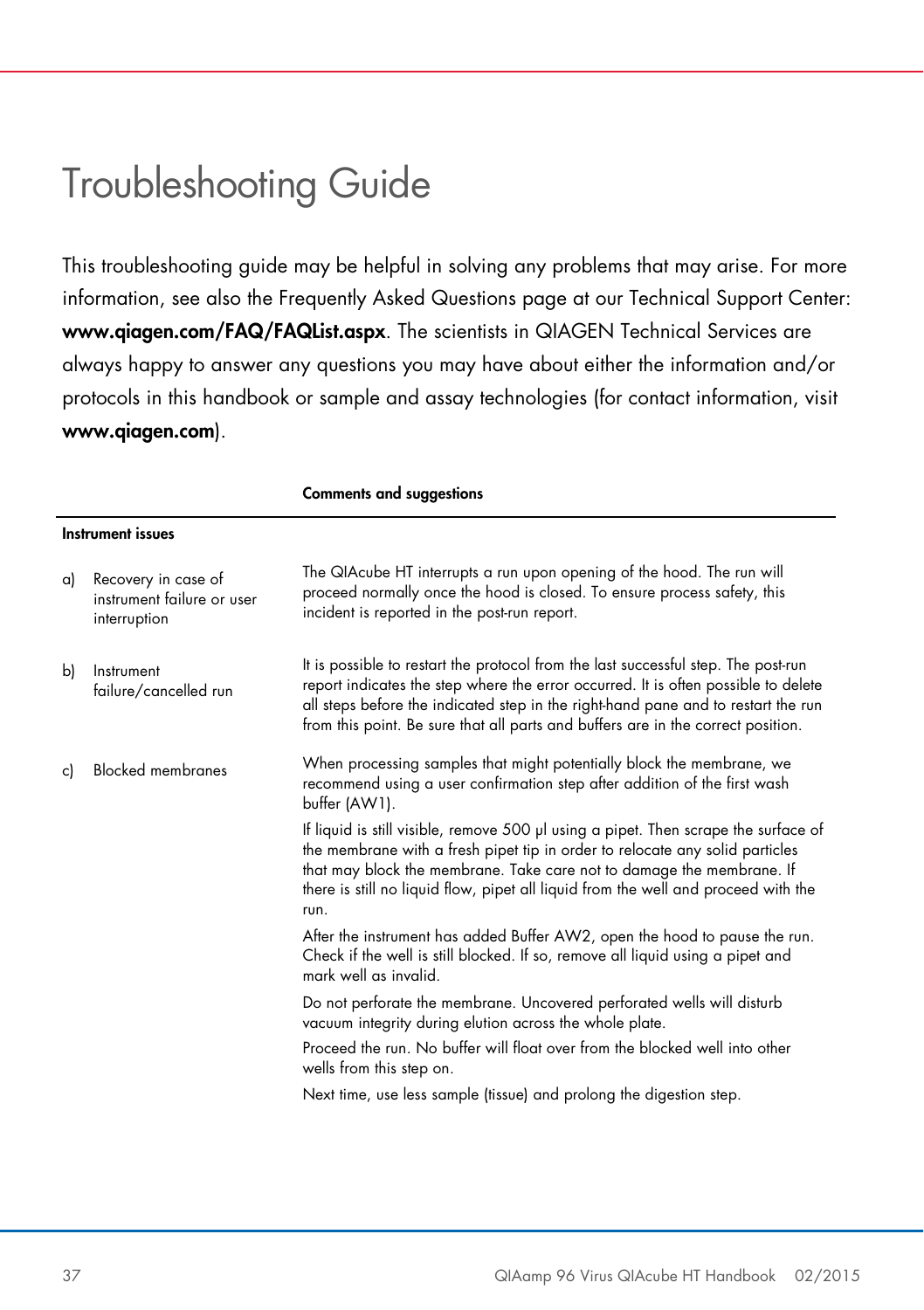# Troubleshooting Guide

This troubleshooting guide may be helpful in solving any problems that may arise. For more information, see also the Frequently Asked Questions page at our Technical Support Center: **www.qiagen.com/FAQ/FAQList.aspx**. The scientists in QIAGEN Technical Services are always happy to answer any questions you may have about either the information and/or protocols in this handbook or sample and assay technologies (for contact information, visit **www.qiagen.com**).

| | **Comments and suggestions** |
|---|---|
| **Instrument issues** | |
| a) Recovery in case of instrument failure or user interruption | The QIAcube HT interrupts a run upon opening of the hood. The run will proceed normally once the hood is closed. To ensure process safety, this incident is reported in the post-run report. |
| b) Instrument failure/cancelled run | It is possible to restart the protocol from the last successful step. The post-run report indicates the step where the error occurred. It is often possible to delete all steps before the indicated step in the right-hand pane and to restart the run from this point. Be sure that all parts and buffers are in the correct position. |
| c) Blocked membranes | When processing samples that might potentially block the membrane, we recommend using a user confirmation step after addition of the first wash buffer (AW1).<br><br>If liquid is still visible, remove 500 µl using a pipet. Then scrape the surface of the membrane with a fresh pipet tip in order to relocate any solid particles that may block the membrane. Take care not to damage the membrane. If there is still no liquid flow, pipet all liquid from the well and proceed with the run.<br><br>After the instrument has added Buffer AW2, open the hood to pause the run. Check if the well is still blocked. If so, remove all liquid using a pipet and mark well as invalid.<br><br>Do not perforate the membrane. Uncovered perforated wells will disturb vacuum integrity during elution across the whole plate.<br><br>Proceed the run. No buffer will float over from the blocked well into other wells from this step on.<br><br>Next time, use less sample (tissue) and prolong the digestion step. |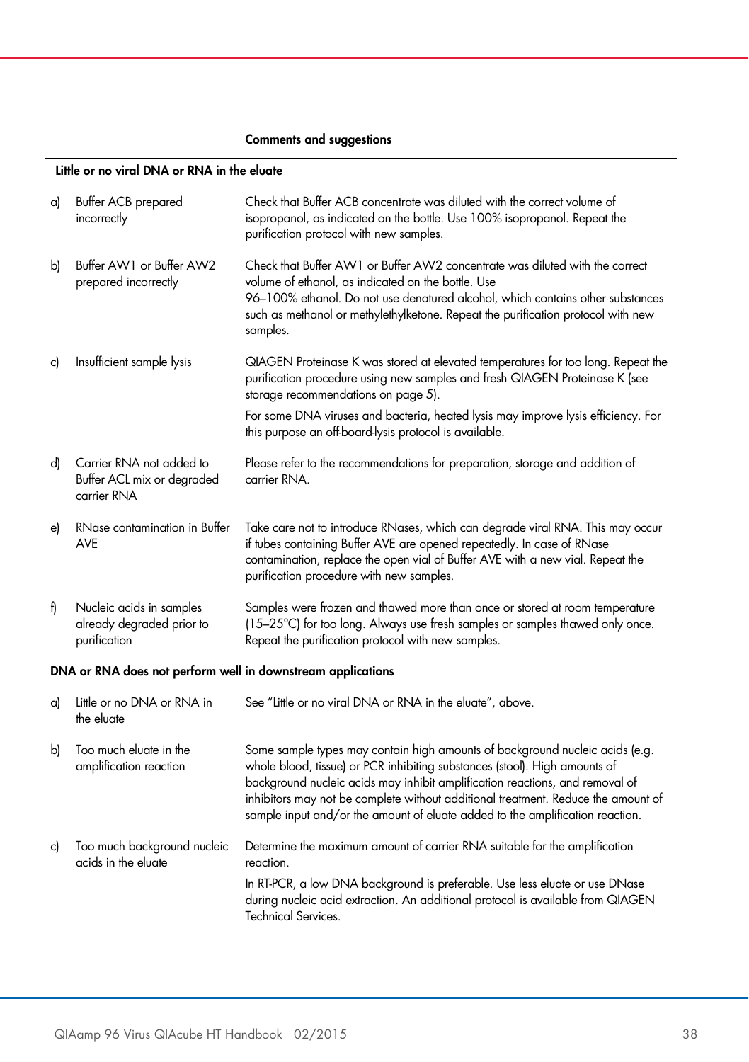| | | Comments and suggestions |
|---|---|---|
| **Little or no viral DNA or RNA in the eluate** | | |
| a) | Buffer ACB prepared incorrectly | Check that Buffer ACB concentrate was diluted with the correct volume of isopropanol, as indicated on the bottle. Use 100% isopropanol. Repeat the purification protocol with new samples. |
| b) | Buffer AW1 or Buffer AW2 prepared incorrectly | Check that Buffer AW1 or Buffer AW2 concentrate was diluted with the correct volume of ethanol, as indicated on the bottle. Use 96–100% ethanol. Do not use denatured alcohol, which contains other substances such as methanol or methylethylketone. Repeat the purification protocol with new samples. |
| c) | Insufficient sample lysis | QIAGEN Proteinase K was stored at elevated temperatures for too long. Repeat the purification procedure using new samples and fresh QIAGEN Proteinase K (see storage recommendations on page 5).<br>For some DNA viruses and bacteria, heated lysis may improve lysis efficiency. For this purpose an off-board-lysis protocol is available. |
| d) | Carrier RNA not added to Buffer ACL mix or degraded carrier RNA | Please refer to the recommendations for preparation, storage and addition of carrier RNA. |
| e) | RNase contamination in Buffer AVE | Take care not to introduce RNases, which can degrade viral RNA. This may occur if tubes containing Buffer AVE are opened repeatedly. In case of RNase contamination, replace the open vial of Buffer AVE with a new vial. Repeat the purification procedure with new samples. |
| f) | Nucleic acids in samples already degraded prior to purification | Samples were frozen and thawed more than once or stored at room temperature (15–25°C) for too long. Always use fresh samples or samples thawed only once. Repeat the purification protocol with new samples. |
| **DNA or RNA does not perform well in downstream applications** | | |
| a) | Little or no DNA or RNA in the eluate | See "Little or no viral DNA or RNA in the eluate", above. |
| b) | Too much eluate in the amplification reaction | Some sample types may contain high amounts of background nucleic acids (e.g. whole blood, tissue) or PCR inhibiting substances (stool). High amounts of background nucleic acids may inhibit amplification reactions, and removal of inhibitors may not be complete without additional treatment. Reduce the amount of sample input and/or the amount of eluate added to the amplification reaction. |
| c) | Too much background nucleic acids in the eluate | Determine the maximum amount of carrier RNA suitable for the amplification reaction.<br>In RT-PCR, a low DNA background is preferable. Use less eluate or use DNase during nucleic acid extraction. An additional protocol is available from QIAGEN Technical Services. |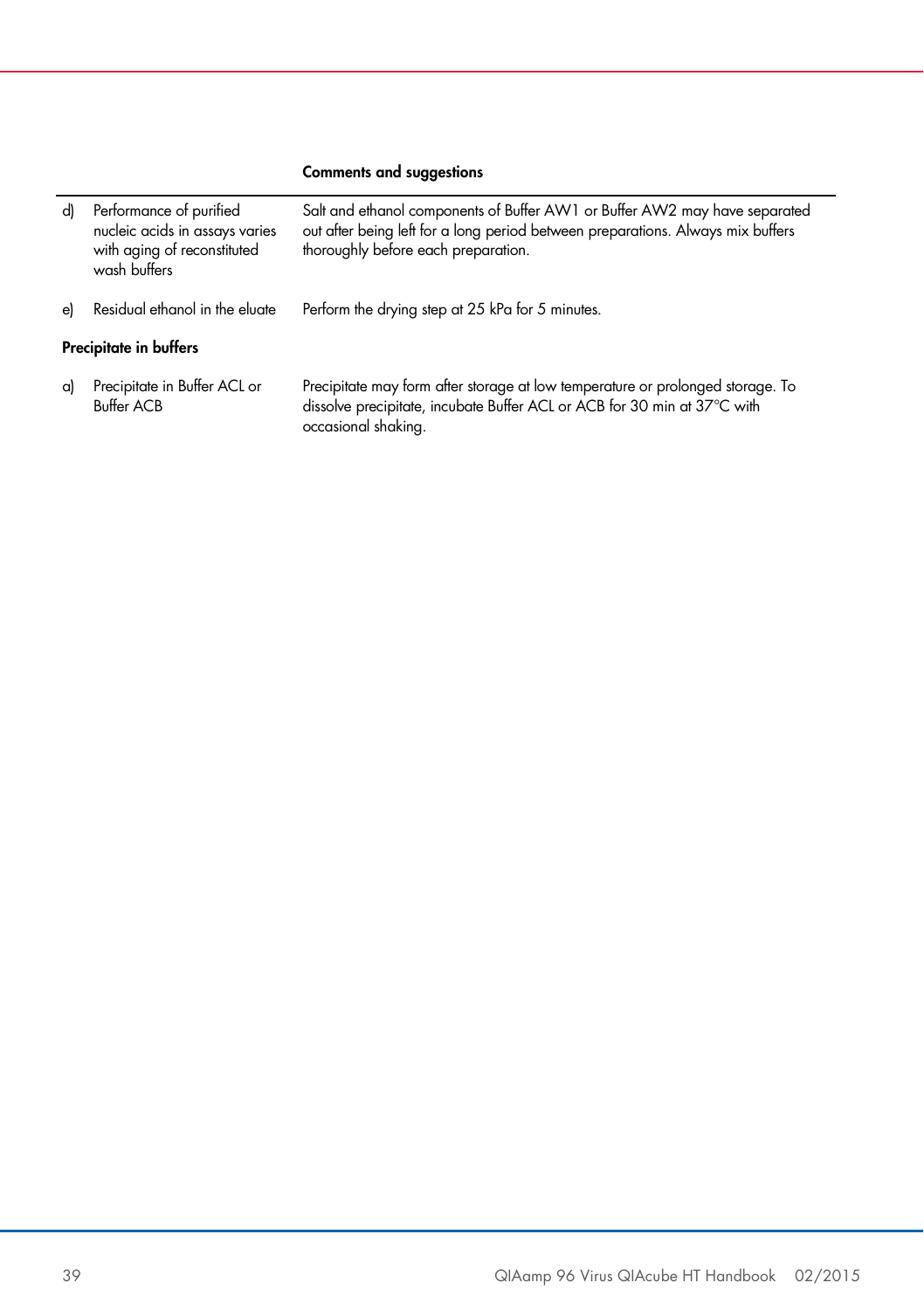| | | Comments and suggestions |
|---|---|---|
| d) | Performance of purified nucleic acids in assays varies with aging of reconstituted wash buffers | Salt and ethanol components of Buffer AW1 or Buffer AW2 may have separated out after being left for a long period between preparations. Always mix buffers thoroughly before each preparation. |
| e) | Residual ethanol in the eluate | Perform the drying step at 25 kPa for 5 minutes. |
| **Precipitate in buffers** | | |
| a) | Precipitate in Buffer ACL or Buffer ACB | Precipitate may form after storage at low temperature or prolonged storage. To dissolve precipitate, incubate Buffer ACL or ACB for 30 min at 37°C with occasional shaking. |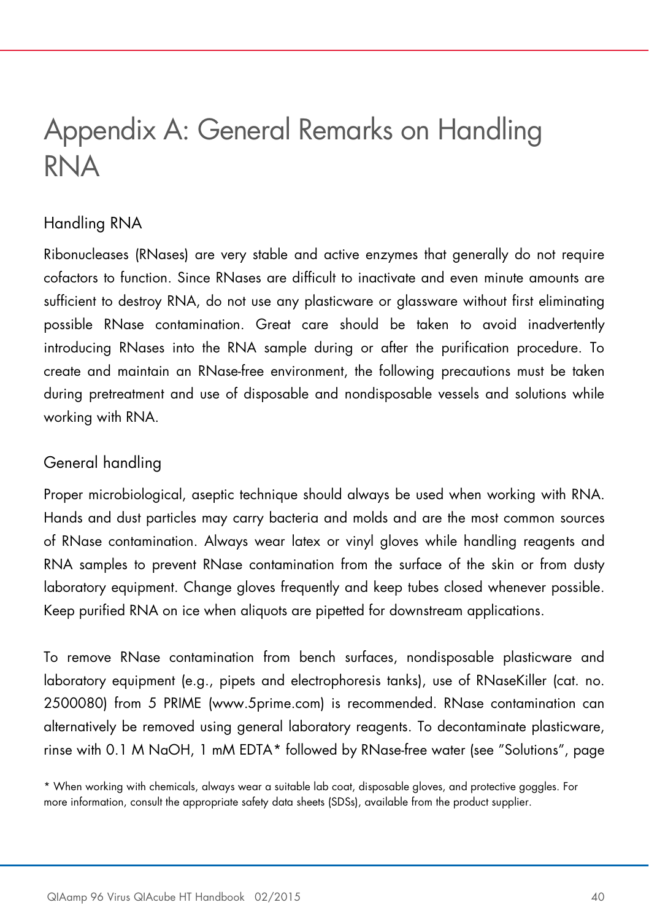# Appendix A: General Remarks on Handling RNA

## Handling RNA

Ribonucleases (RNases) are very stable and active enzymes that generally do not require cofactors to function. Since RNases are difficult to inactivate and even minute amounts are sufficient to destroy RNA, do not use any plasticware or glassware without first eliminating possible RNase contamination. Great care should be taken to avoid inadvertently introducing RNases into the RNA sample during or after the purification procedure. To create and maintain an RNase-free environment, the following precautions must be taken during pretreatment and use of disposable and nondisposable vessels and solutions while working with RNA.

## General handling

Proper microbiological, aseptic technique should always be used when working with RNA. Hands and dust particles may carry bacteria and molds and are the most common sources of RNase contamination. Always wear latex or vinyl gloves while handling reagents and RNA samples to prevent RNase contamination from the surface of the skin or from dusty laboratory equipment. Change gloves frequently and keep tubes closed whenever possible. Keep purified RNA on ice when aliquots are pipetted for downstream applications.

To remove RNase contamination from bench surfaces, nondisposable plasticware and laboratory equipment (e.g., pipets and electrophoresis tanks), use of RNaseKiller (cat. no. 2500080) from 5 PRIME (www.5prime.com) is recommended. RNase contamination can alternatively be removed using general laboratory reagents. To decontaminate plasticware, rinse with 0.1 M NaOH, 1 mM EDTA* followed by RNase-free water (see "Solutions", page

\* When working with chemicals, always wear a suitable lab coat, disposable gloves, and protective goggles. For more information, consult the appropriate safety data sheets (SDSs), available from the product supplier.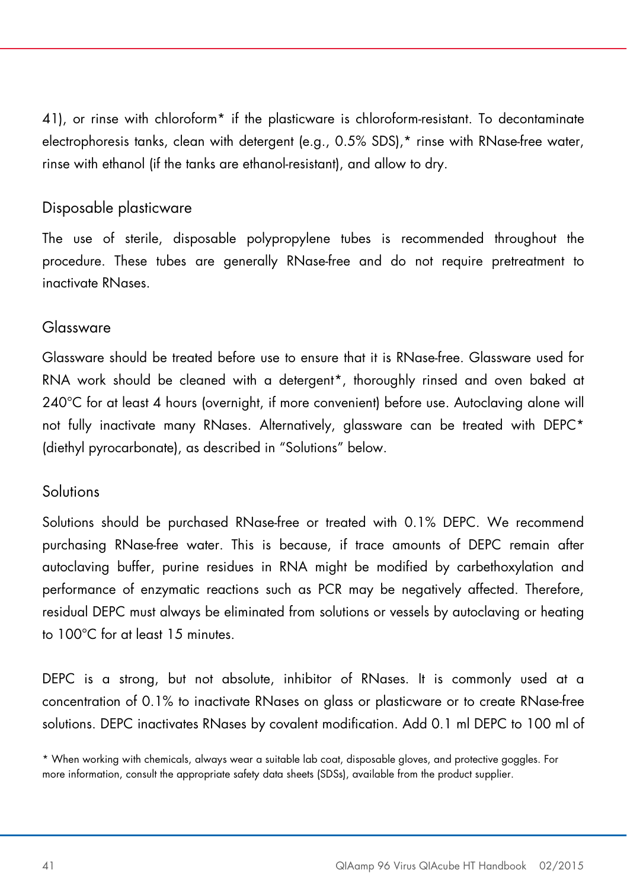41), or rinse with chloroform* if the plasticware is chloroform-resistant. To decontaminate electrophoresis tanks, clean with detergent (e.g., 0.5% SDS),* rinse with RNase-free water, rinse with ethanol (if the tanks are ethanol-resistant), and allow to dry.

### Disposable plasticware

The use of sterile, disposable polypropylene tubes is recommended throughout the procedure. These tubes are generally RNase-free and do not require pretreatment to inactivate RNases.

### Glassware

Glassware should be treated before use to ensure that it is RNase-free. Glassware used for RNA work should be cleaned with a detergent*, thoroughly rinsed and oven baked at 240°C for at least 4 hours (overnight, if more convenient) before use. Autoclaving alone will not fully inactivate many RNases. Alternatively, glassware can be treated with DEPC* (diethyl pyrocarbonate), as described in "Solutions" below.

### Solutions

Solutions should be purchased RNase-free or treated with 0.1% DEPC. We recommend purchasing RNase-free water. This is because, if trace amounts of DEPC remain after autoclaving buffer, purine residues in RNA might be modified by carbethoxylation and performance of enzymatic reactions such as PCR may be negatively affected. Therefore, residual DEPC must always be eliminated from solutions or vessels by autoclaving or heating to 100°C for at least 15 minutes.

DEPC is a strong, but not absolute, inhibitor of RNases. It is commonly used at a concentration of 0.1% to inactivate RNases on glass or plasticware or to create RNase-free solutions. DEPC inactivates RNases by covalent modification. Add 0.1 ml DEPC to 100 ml of

* When working with chemicals, always wear a suitable lab coat, disposable gloves, and protective goggles. For more information, consult the appropriate safety data sheets (SDSs), available from the product supplier.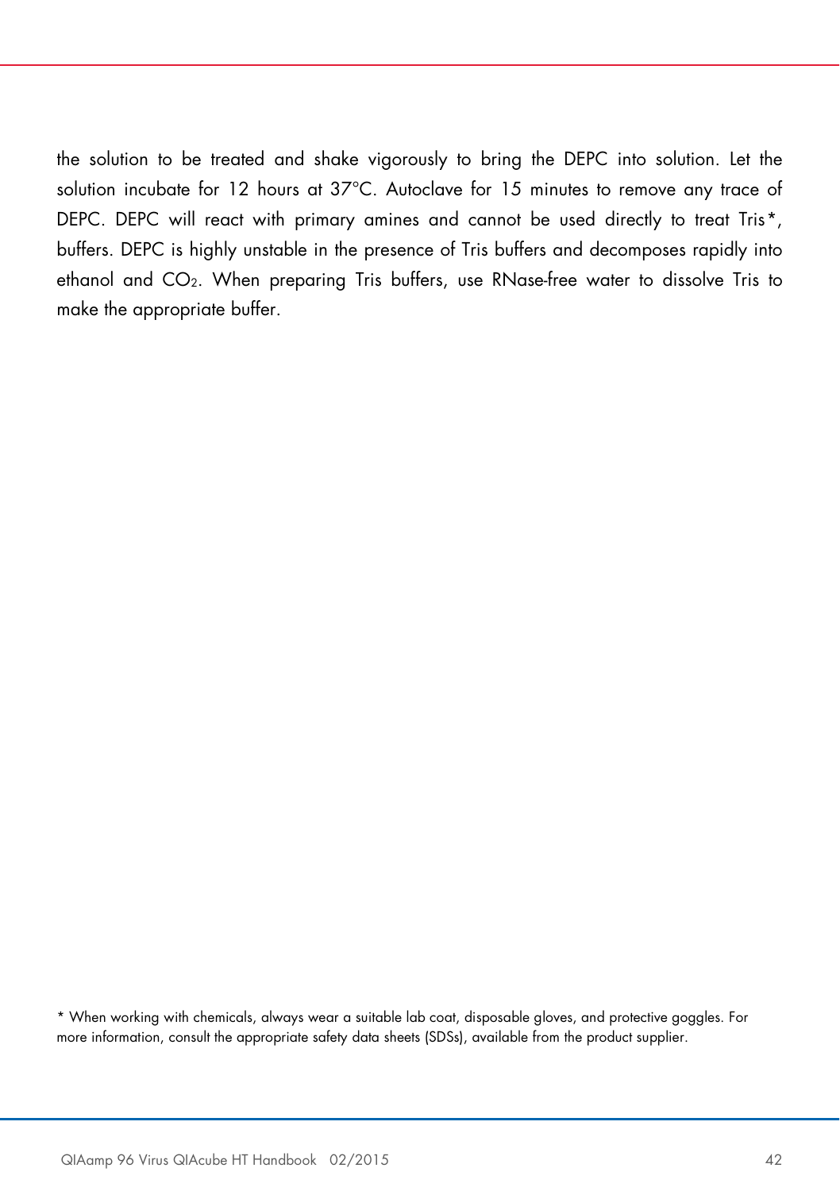the solution to be treated and shake vigorously to bring the DEPC into solution. Let the solution incubate for 12 hours at 37°C. Autoclave for 15 minutes to remove any trace of DEPC. DEPC will react with primary amines and cannot be used directly to treat Tris*, buffers. DEPC is highly unstable in the presence of Tris buffers and decomposes rapidly into ethanol and $CO_2$. When preparing Tris buffers, use RNase-free water to dissolve Tris to make the appropriate buffer.

* When working with chemicals, always wear a suitable lab coat, disposable gloves, and protective goggles. For more information, consult the appropriate safety data sheets (SDSs), available from the product supplier.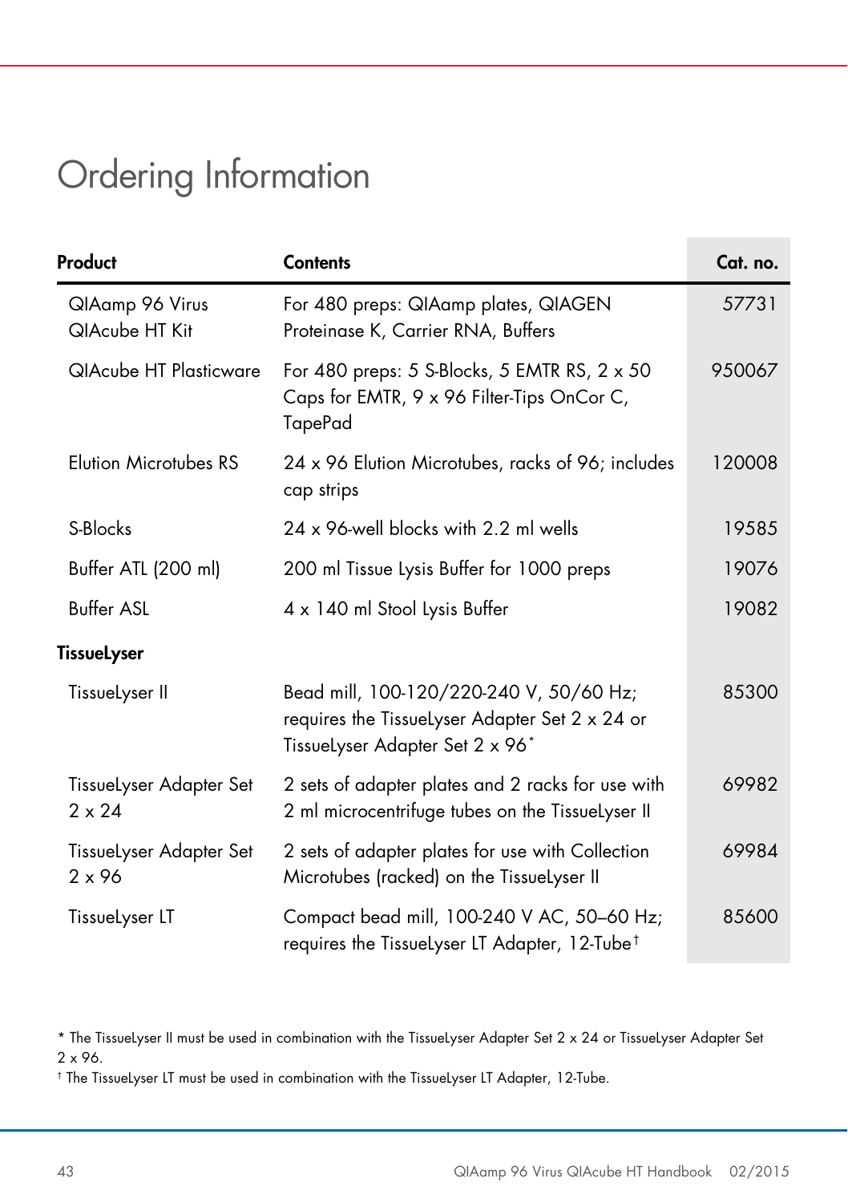# Ordering Information

| Product | Contents | Cat. no. |
|---|---|---|
| QIAamp 96 Virus QIAcube HT Kit | For 480 preps: QIAamp plates, QIAGEN Proteinase K, Carrier RNA, Buffers | 57731 |
| QIAcube HT Plasticware | For 480 preps: 5 S-Blocks, 5 EMTR RS, 2 x 50 Caps for EMTR, 9 x 96 Filter-Tips OnCor C, TapePad | 950067 |
| Elution Microtubes RS | 24 x 96 Elution Microtubes, racks of 96; includes cap strips | 120008 |
| S-Blocks | 24 x 96-well blocks with 2.2 ml wells | 19585 |
| Buffer ATL (200 ml) | 200 ml Tissue Lysis Buffer for 1000 preps | 19076 |
| Buffer ASL | 4 x 140 ml Stool Lysis Buffer | 19082 |
| **TissueLyser** | | |
| TissueLyser II | Bead mill, 100-120/220-240 V, 50/60 Hz; requires the TissueLyser Adapter Set 2 x 24 or TissueLyser Adapter Set 2 x 96* | 85300 |
| TissueLyser Adapter Set 2 x 24 | 2 sets of adapter plates and 2 racks for use with 2 ml microcentrifuge tubes on the TissueLyser II | 69982 |
| TissueLyser Adapter Set 2 x 96 | 2 sets of adapter plates for use with Collection Microtubes (racked) on the TissueLyser II | 69984 |
| TissueLyser LT | Compact bead mill, 100-240 V AC, 50–60 Hz; requires the TissueLyser LT Adapter, 12-Tube† | 85600 |

* The TissueLyser II must be used in combination with the TissueLyser Adapter Set 2 x 24 or TissueLyser Adapter Set 2 x 96.

† The TissueLyser LT must be used in combination with the TissueLyser LT Adapter, 12-Tube.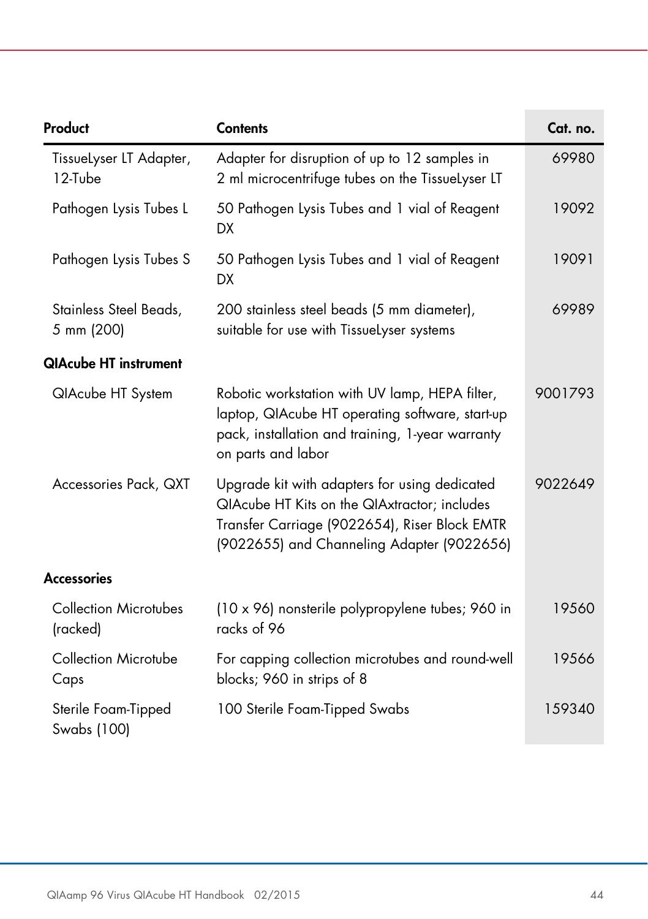| Product | Contents | Cat. no. |
|---|---|---|
| TissueLyser LT Adapter, 12-Tube | Adapter for disruption of up to 12 samples in 2 ml microcentrifuge tubes on the TissueLyser LT | 69980 |
| Pathogen Lysis Tubes L | 50 Pathogen Lysis Tubes and 1 vial of Reagent DX | 19092 |
| Pathogen Lysis Tubes S | 50 Pathogen Lysis Tubes and 1 vial of Reagent DX | 19091 |
| Stainless Steel Beads, 5 mm (200) | 200 stainless steel beads (5 mm diameter), suitable for use with TissueLyser systems | 69989 |
| **QIAcube HT instrument** | | |
| QIAcube HT System | Robotic workstation with UV lamp, HEPA filter, laptop, QIAcube HT operating software, start-up pack, installation and training, 1-year warranty on parts and labor | 9001793 |
| Accessories Pack, QXT | Upgrade kit with adapters for using dedicated QIAcube HT Kits on the QIAxtractor; includes Transfer Carriage (9022654), Riser Block EMTR (9022655) and Channeling Adapter (9022656) | 9022649 |
| **Accessories** | | |
| Collection Microtubes (racked) | (10 x 96) nonsterile polypropylene tubes; 960 in racks of 96 | 19560 |
| Collection Microtube Caps | For capping collection microtubes and round-well blocks; 960 in strips of 8 | 19566 |
| Sterile Foam-Tipped Swabs (100) | 100 Sterile Foam-Tipped Swabs | 159340 |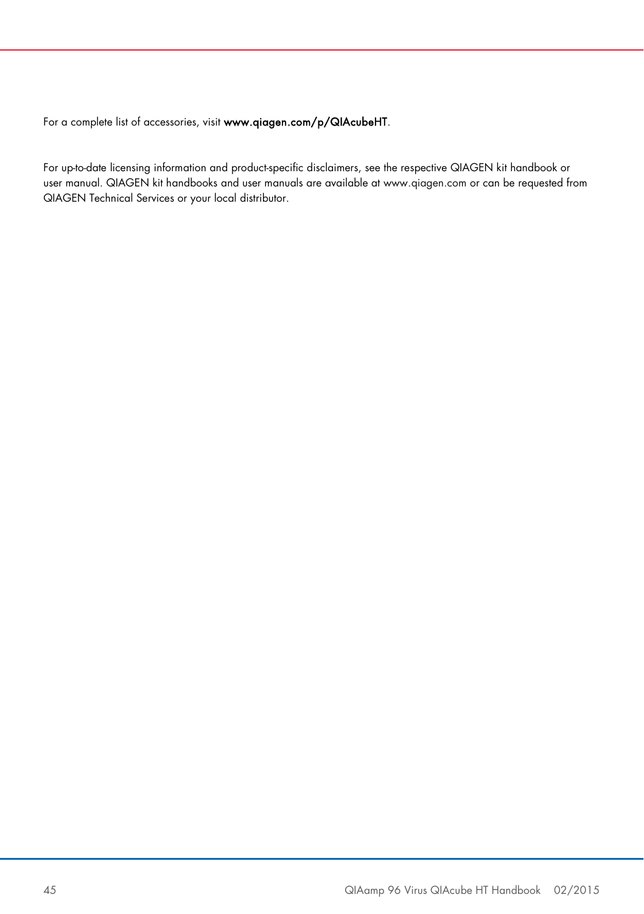For a complete list of accessories, visit **www.qiagen.com/p/QIAcubeHT**.

For up-to-date licensing information and product-specific disclaimers, see the respective QIAGEN kit handbook or user manual. QIAGEN kit handbooks and user manuals are available at www.qiagen.com or can be requested from QIAGEN Technical Services or your local distributor.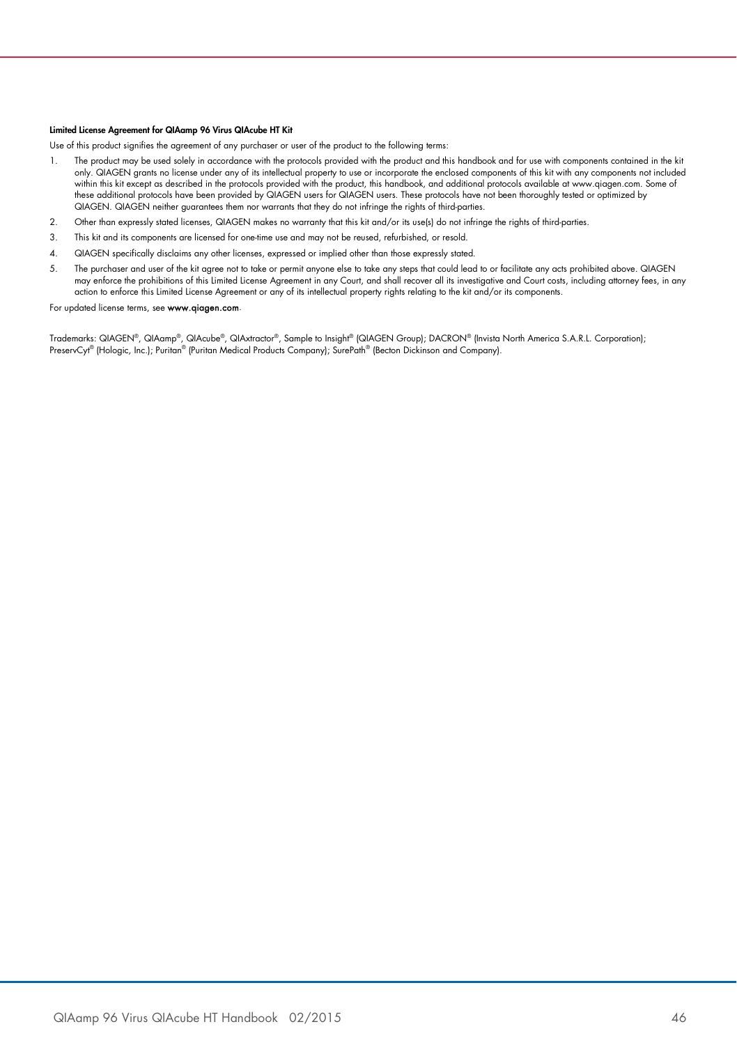**Limited License Agreement for QIAamp 96 Virus QIAcube HT Kit**

Use of this product signifies the agreement of any purchaser or user of the product to the following terms:

1. The product may be used solely in accordance with the protocols provided with the product and this handbook and for use with components contained in the kit only. QIAGEN grants no license under any of its intellectual property to use or incorporate the enclosed components of this kit with any components not included within this kit except as described in the protocols provided with the product, this handbook, and additional protocols available at www.qiagen.com. Some of these additional protocols have been provided by QIAGEN users for QIAGEN users. These protocols have not been thoroughly tested or optimized by QIAGEN. QIAGEN neither guarantees them nor warrants that they do not infringe the rights of third-parties.
2. Other than expressly stated licenses, QIAGEN makes no warranty that this kit and/or its use(s) do not infringe the rights of third-parties.
3. This kit and its components are licensed for one-time use and may not be reused, refurbished, or resold.
4. QIAGEN specifically disclaims any other licenses, expressed or implied other than those expressly stated.
5. The purchaser and user of the kit agree not to take or permit anyone else to take any steps that could lead to or facilitate any acts prohibited above. QIAGEN may enforce the prohibitions of this Limited License Agreement in any Court, and shall recover all its investigative and Court costs, including attorney fees, in any action to enforce this Limited License Agreement or any of its intellectual property rights relating to the kit and/or its components.

For updated license terms, see **www.qiagen.com**.

Trademarks: QIAGEN®, QIAamp®, QIAcube®, QIAxtractor®, Sample to Insight® (QIAGEN Group); DACRON® (Invista North America S.A.R.L. Corporation); PreservCyt® (Hologic, Inc.); Puritan® (Puritan Medical Products Company); SurePath® (Becton Dickinson and Company).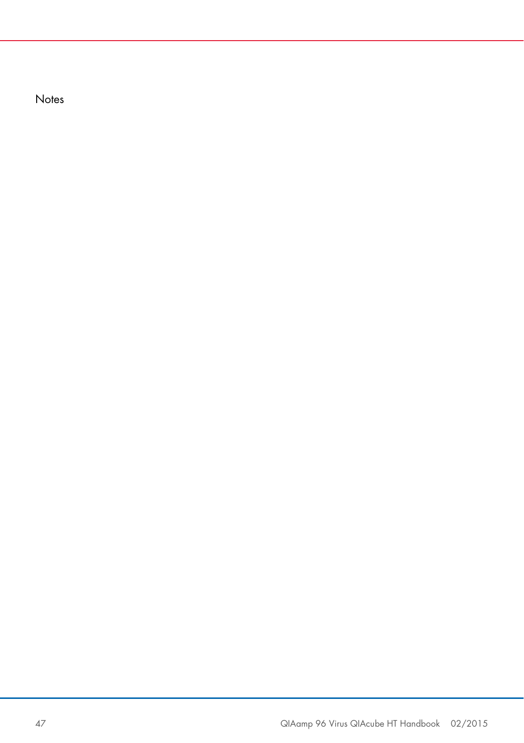Notes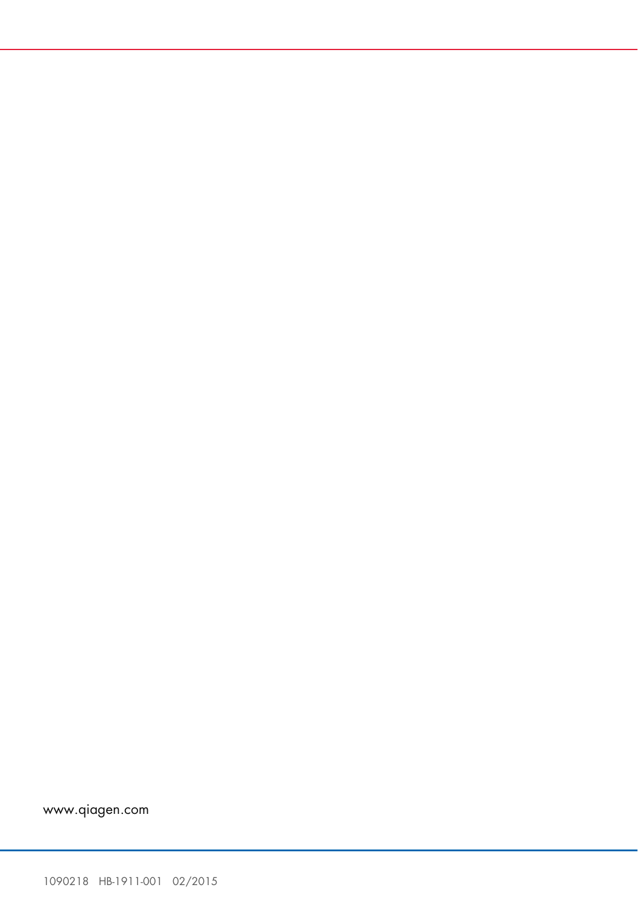www.qiagen.com

1090218 HB-1911-001 02/2015